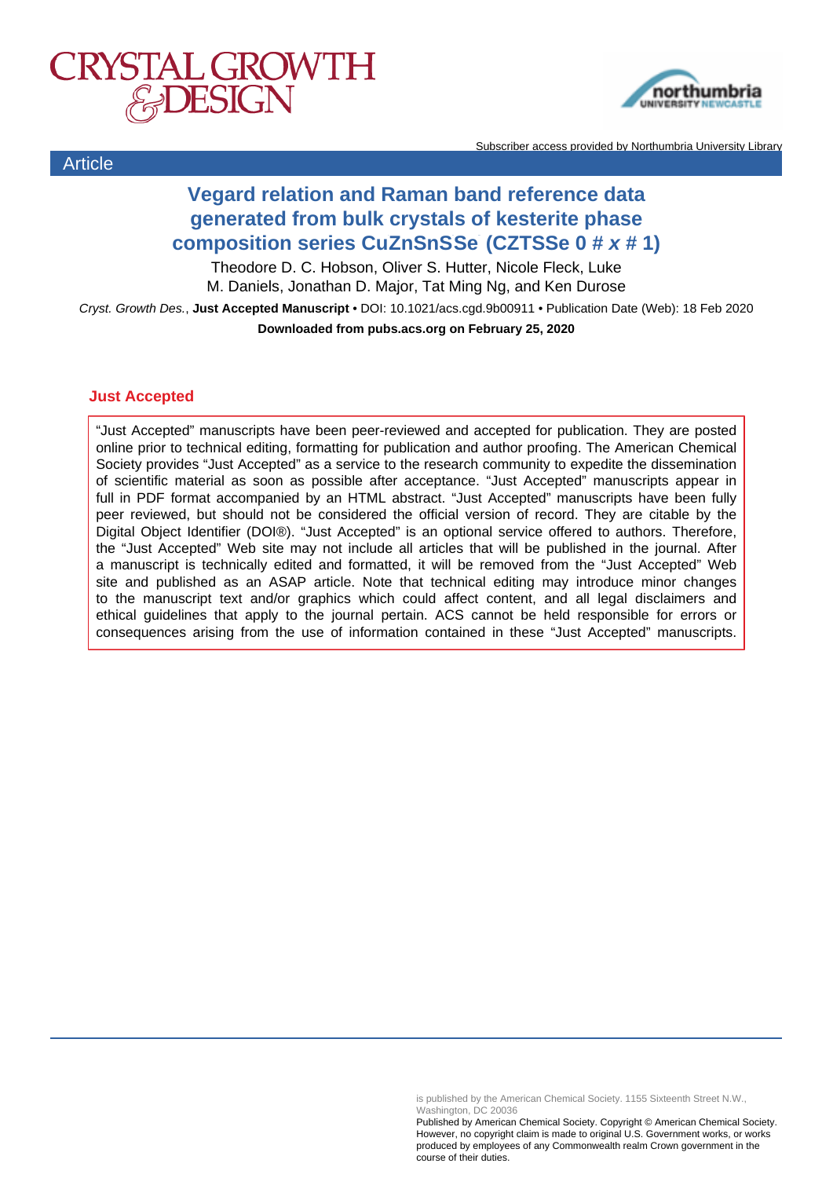Article

# Vegard relation and Raman band reference data generated from bulk crystals of kesterite phase composition series CuZnSnSSe (CZTSSe 0 # *x* # 1)

Theodore D. C. Hobson, Oliver S. Hutter, Nicole Fleck, Luke M. Daniels, Jonathan D. Major, Tat Ming Ng, and Ken Durose

*Cryst. Growth Des.*, **Just Accepted Manuscript** • DOI: 10.1021/acs.cgd.9b00911 • Publication Date (Web): 18 Feb 2020

**Downloaded from pubs.acs.org on February 25, 2020**

**Just Accepted**

"Just Accepted" manuscripts have been peer-reviewed and accepted for publication. They are posted online prior to technical editing, formatting for publication and author proofing. The American Chemical Society provides "Just Accepted" as a service to the research community to expedite the dissemination of scientific material as soon as possible after acceptance. "Just Accepted" manuscripts appear in full in PDF format accompanied by an HTML abstract. "Just Accepted" manuscripts have been fully peer reviewed, but should not be considered the official version of record. They are citable by the Digital Object Identifier (DOI®). "Just Accepted" is an optional service offered to authors. Therefore, the "Just Accepted" Web site may not include all articles that will be published in the journal. After a manuscript is technically edited and formatted, it will be removed from the "Just Accepted" Web site and published as an ASAP article. Note that technical editing may introduce minor changes to the manuscript text and/or graphics which could affect content, and all legal disclaimers and ethical guidelines that apply to the journal pertain. ACS cannot be held responsible for errors or consequences arising from the use of information contained in these "Just Accepted" manuscripts.

is published by the American Chemical Society. 1155 Sixteenth Street N.W., Washington, DC 20036

Published by American Chemical Society. Copyright © American Chemical Society. However, no copyright claim is made to original U.S. Government works, or works produced by employees of any Commonwealth realm Crown government in the course of their duties.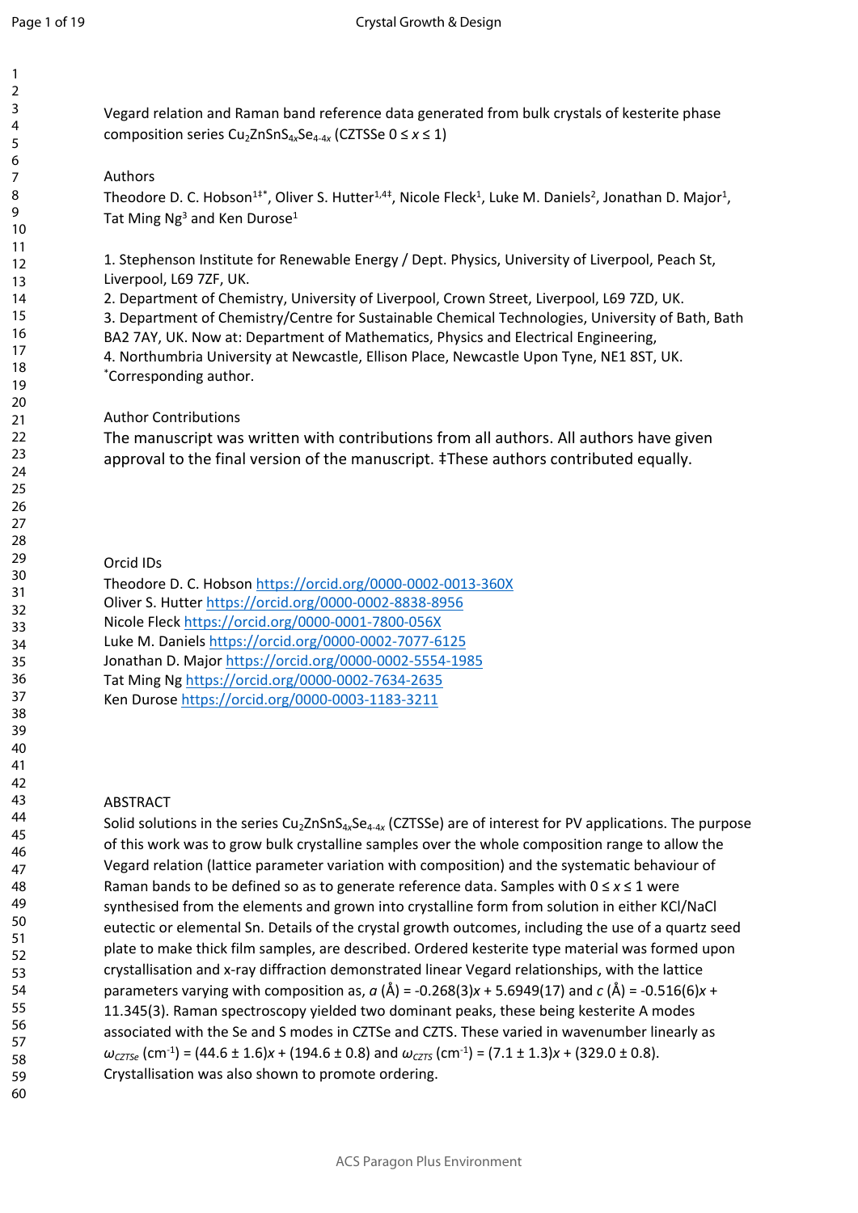Vegard relation and Raman band reference data generated from bulk crystals of kesterite phase composition series $Cu_2ZnSnS_{4x}Se_{4-4x}$ (CZTSSe $0 \leq x \leq 1$)

Authors

Theodore D. C. Hobson[1‡*], Oliver S. Hutter[1,4‡], Nicole Fleck[1], Luke M. Daniels[2], Jonathan D. Major[1], Tat Ming Ng[3] and Ken Durose[1]

1. Stephenson Institute for Renewable Energy / Dept. Physics, University of Liverpool, Peach St, Liverpool, L69 7ZF, UK.
2. Department of Chemistry, University of Liverpool, Crown Street, Liverpool, L69 7ZD, UK.
3. Department of Chemistry/Centre for Sustainable Chemical Technologies, University of Bath, Bath BA2 7AY, UK. Now at: Department of Mathematics, Physics and Electrical Engineering,
4. Northumbria University at Newcastle, Ellison Place, Newcastle Upon Tyne, NE1 8ST, UK.

[*]Corresponding author.

Author Contributions

The manuscript was written with contributions from all authors. All authors have given approval to the final version of the manuscript. ‡These authors contributed equally.

Orcid IDs

Theodore D. C. Hobson https://orcid.org/0000-0002-0013-360X
Oliver S. Hutter https://orcid.org/0000-0002-8838-8956
Nicole Fleck https://orcid.org/0000-0001-7800-056X
Luke M. Daniels https://orcid.org/0000-0002-7077-6125
Jonathan D. Major https://orcid.org/0000-0002-5554-1985
Tat Ming Ng https://orcid.org/0000-0002-7634-2635
Ken Durose https://orcid.org/0000-0003-1183-3211

ABSTRACT

Solid solutions in the series $Cu_2ZnSnS_{4x}Se_{4-4x}$ (CZTSSe) are of interest for PV applications. The purpose of this work was to grow bulk crystalline samples over the whole composition range to allow the Vegard relation (lattice parameter variation with composition) and the systematic behaviour of Raman bands to be defined so as to generate reference data. Samples with $0 \leq x \leq 1$ were synthesised from the elements and grown into crystalline form from solution in either KCl/NaCl eutectic or elemental Sn. Details of the crystal growth outcomes, including the use of a quartz seed plate to make thick film samples, are described. Ordered kesterite type material was formed upon crystallisation and x-ray diffraction demonstrated linear Vegard relationships, with the lattice parameters varying with composition as, $a$ (Å) = -0.268(3)$x$ + 5.6949(17) and $c$ (Å) = -0.516(6)$x$ + 11.345(3). Raman spectroscopy yielded two dominant peaks, these being kesterite A modes associated with the Se and S modes in CZTSe and CZTS. These varied in wavenumber linearly as $\omega_{CZTSe}$ (cm$^{-1}$) = $(44.6 \pm 1.6)x + (194.6 \pm 0.8)$ and $\omega_{CZTS}$ (cm$^{-1}$) = $(7.1 \pm 1.3)x + (329.0 \pm 0.8)$. Crystallisation was also shown to promote ordering.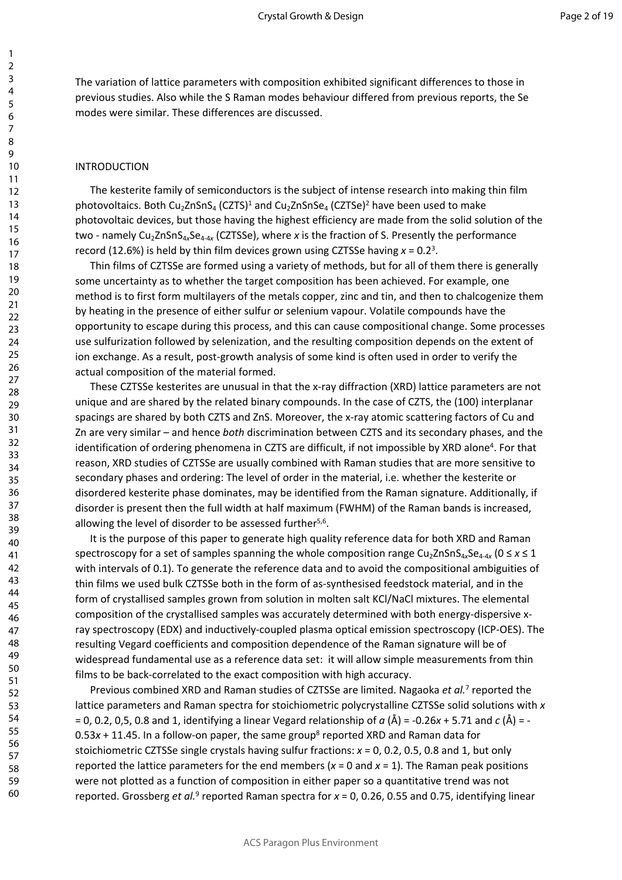The variation of lattice parameters with composition exhibited significant differences to those in previous studies. Also while the S Raman modes behaviour differed from previous reports, the Se modes were similar. These differences are discussed.

## INTRODUCTION

The kesterite family of semiconductors is the subject of intense research into making thin film photovoltaics. Both $Cu_2ZnSnS_4$ (CZTS)[1] and $Cu_2ZnSnSe_4$ (CZTSe)[2] have been used to make photovoltaic devices, but those having the highest efficiency are made from the solid solution of the two - namely $Cu_2ZnSnS_{4x}Se_{4-4x}$ (CZTSSe), where *x* is the fraction of S. Presently the performance record (12.6%) is held by thin film devices grown using CZTSSe having $x = 0.2$[3].

Thin films of CZTSSe are formed using a variety of methods, but for all of them there is generally some uncertainty as to whether the target composition has been achieved. For example, one method is to first form multilayers of the metals copper, zinc and tin, and then to chalcogenize them by heating in the presence of either sulfur or selenium vapour. Volatile compounds have the opportunity to escape during this process, and this can cause compositional change. Some processes use sulfurization followed by selenization, and the resulting composition depends on the extent of ion exchange. As a result, post-growth analysis of some kind is often used in order to verify the actual composition of the material formed.

These CZTSSe kesterites are unusual in that the x-ray diffraction (XRD) lattice parameters are not unique and are shared by the related binary compounds. In the case of CZTS, the (100) interplanar spacings are shared by both CZTS and ZnS. Moreover, the x-ray atomic scattering factors of Cu and Zn are very similar – and hence *both* discrimination between CZTS and its secondary phases, and the identification of ordering phenomena in CZTS are difficult, if not impossible by XRD alone[4]. For that reason, XRD studies of CZTSSe are usually combined with Raman studies that are more sensitive to secondary phases and ordering: The level of order in the material, i.e. whether the kesterite or disordered kesterite phase dominates, may be identified from the Raman signature. Additionally, if disorder is present then the full width at half maximum (FWHM) of the Raman bands is increased, allowing the level of disorder to be assessed further[5,6].

It is the purpose of this paper to generate high quality reference data for both XRD and Raman spectroscopy for a set of samples spanning the whole composition range $Cu_2ZnSnS_{4x}Se_{4-4x}$ ($0 \leq x \leq 1$ with intervals of 0.1). To generate the reference data and to avoid the compositional ambiguities of thin films we used bulk CZTSSe both in the form of as-synthesised feedstock material, and in the form of crystallised samples grown from solution in molten salt KCl/NaCl mixtures. The elemental composition of the crystallised samples was accurately determined with both energy-dispersive x-ray spectroscopy (EDX) and inductively-coupled plasma optical emission spectroscopy (ICP-OES). The resulting Vegard coefficients and composition dependence of the Raman signature will be of widespread fundamental use as a reference data set: it will allow simple measurements from thin films to be back-correlated to the exact composition with high accuracy.

Previous combined XRD and Raman studies of CZTSSe are limited. Nagaoka *et al.*[7] reported the lattice parameters and Raman spectra for stoichiometric polycrystalline CZTSSe solid solutions with $x$ = 0, 0.2, 0,5, 0.8 and 1, identifying a linear Vegard relationship of $a$ (Å) = $-0.26x + 5.71$ and $c$ (Å) = $-0.53x + 11.45$. In a follow-on paper, the same group[8] reported XRD and Raman data for stoichiometric CZTSSe single crystals having sulfur fractions: $x$ = 0, 0.2, 0.5, 0.8 and 1, but only reported the lattice parameters for the end members ($x$ = 0 and $x$ = 1). The Raman peak positions were not plotted as a function of composition in either paper so a quantitative trend was not reported. Grossberg *et al.*[9] reported Raman spectra for $x$ = 0, 0.26, 0.55 and 0.75, identifying linear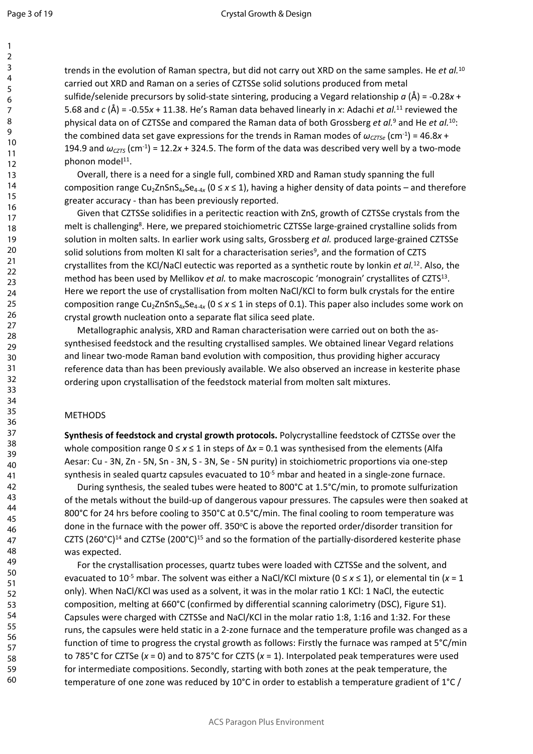trends in the evolution of Raman spectra, but did not carry out XRD on the same samples. He *et al.*[10] carried out XRD and Raman on a series of CZTSSe solid solutions produced from metal sulfide/selenide precursors by solid-state sintering, producing a Vegard relationship $a$ (Å) = -0.28$x$ + 5.68 and $c$ (Å) = -0.55$x$ + 11.38. He's Raman data behaved linearly in $x$: Adachi *et al.*[11] reviewed the physical data on of CZTSSe and compared the Raman data of both Grossberg *et al.*[9] and He *et al.*[10]: the combined data set gave expressions for the trends in Raman modes of $\omega_{CZTSe}$ ($cm^{-1}$) = 46.8$x$ + 194.9 and $\omega_{CZTS}$ ($cm^{-1}$) = 12.2$x$ + 324.5. The form of the data was described very well by a two-mode phonon model[11].

Overall, there is a need for a single full, combined XRD and Raman study spanning the full composition range $Cu_2ZnSnS_{4x}Se_{4-4x}$ ($0 \leq x \leq 1$), having a higher density of data points – and therefore greater accuracy - than has been previously reported.

Given that CZTSSe solidifies in a peritectic reaction with ZnS, growth of CZTSSe crystals from the melt is challenging[8]. Here, we prepared stoichiometric CZTSSe large-grained crystalline solids from solution in molten salts. In earlier work using salts, Grossberg *et al.* produced large-grained CZTSSe solid solutions from molten KI salt for a characterisation series[9], and the formation of CZTS crystallites from the KCl/NaCl eutectic was reported as a synthetic route by Ionkin *et al.*[12]. Also, the method has been used by Mellikov *et al.* to make macroscopic 'monograin' crystallites of CZTS[13]. Here we report the use of crystallisation from molten NaCl/KCl to form bulk crystals for the entire composition range $Cu_2ZnSnS_{4x}Se_{4-4x}$ ($0 \leq x \leq 1$ in steps of 0.1). This paper also includes some work on crystal growth nucleation onto a separate flat silica seed plate.

Metallographic analysis, XRD and Raman characterisation were carried out on both the as-synthesised feedstock and the resulting crystallised samples. We obtained linear Vegard relations and linear two-mode Raman band evolution with composition, thus providing higher accuracy reference data than has been previously available. We also observed an increase in kesterite phase ordering upon crystallisation of the feedstock material from molten salt mixtures.

## METHODS

**Synthesis of feedstock and crystal growth protocols.** Polycrystalline feedstock of CZTSSe over the whole composition range $0 \leq x \leq 1$ in steps of $\Delta x = 0.1$ was synthesised from the elements (Alfa Aesar: Cu - 3N, Zn - 5N, Sn - 3N, S - 3N, Se - 5N purity) in stoichiometric proportions via one-step synthesis in sealed quartz capsules evacuated to $10^{-5}$ mbar and heated in a single-zone furnace.

During synthesis, the sealed tubes were heated to 800°C at 1.5°C/min, to promote sulfurization of the metals without the build-up of dangerous vapour pressures. The capsules were then soaked at 800°C for 24 hrs before cooling to 350°C at 0.5°C/min. The final cooling to room temperature was done in the furnace with the power off. 350°C is above the reported order/disorder transition for CZTS (260°C)[14] and CZTSe (200°C)[15] and so the formation of the partially-disordered kesterite phase was expected.

For the crystallisation processes, quartz tubes were loaded with CZTSSe and the solvent, and evacuated to $10^{-5}$ mbar. The solvent was either a NaCl/KCl mixture ($0 \leq x \leq 1$), or elemental tin ($x$ = 1 only). When NaCl/KCl was used as a solvent, it was in the molar ratio 1 KCl: 1 NaCl, the eutectic composition, melting at 660°C (confirmed by differential scanning calorimetry (DSC), Figure S1). Capsules were charged with CZTSSe and NaCl/KCl in the molar ratio 1:8, 1:16 and 1:32. For these runs, the capsules were held static in a 2-zone furnace and the temperature profile was changed as a function of time to progress the crystal growth as follows: Firstly the furnace was ramped at 5°C/min to 785°C for CZTSe ($x$ = 0) and to 875°C for CZTS ($x$ = 1). Interpolated peak temperatures were used for intermediate compositions. Secondly, starting with both zones at the peak temperature, the temperature of one zone was reduced by 10°C in order to establish a temperature gradient of 1°C /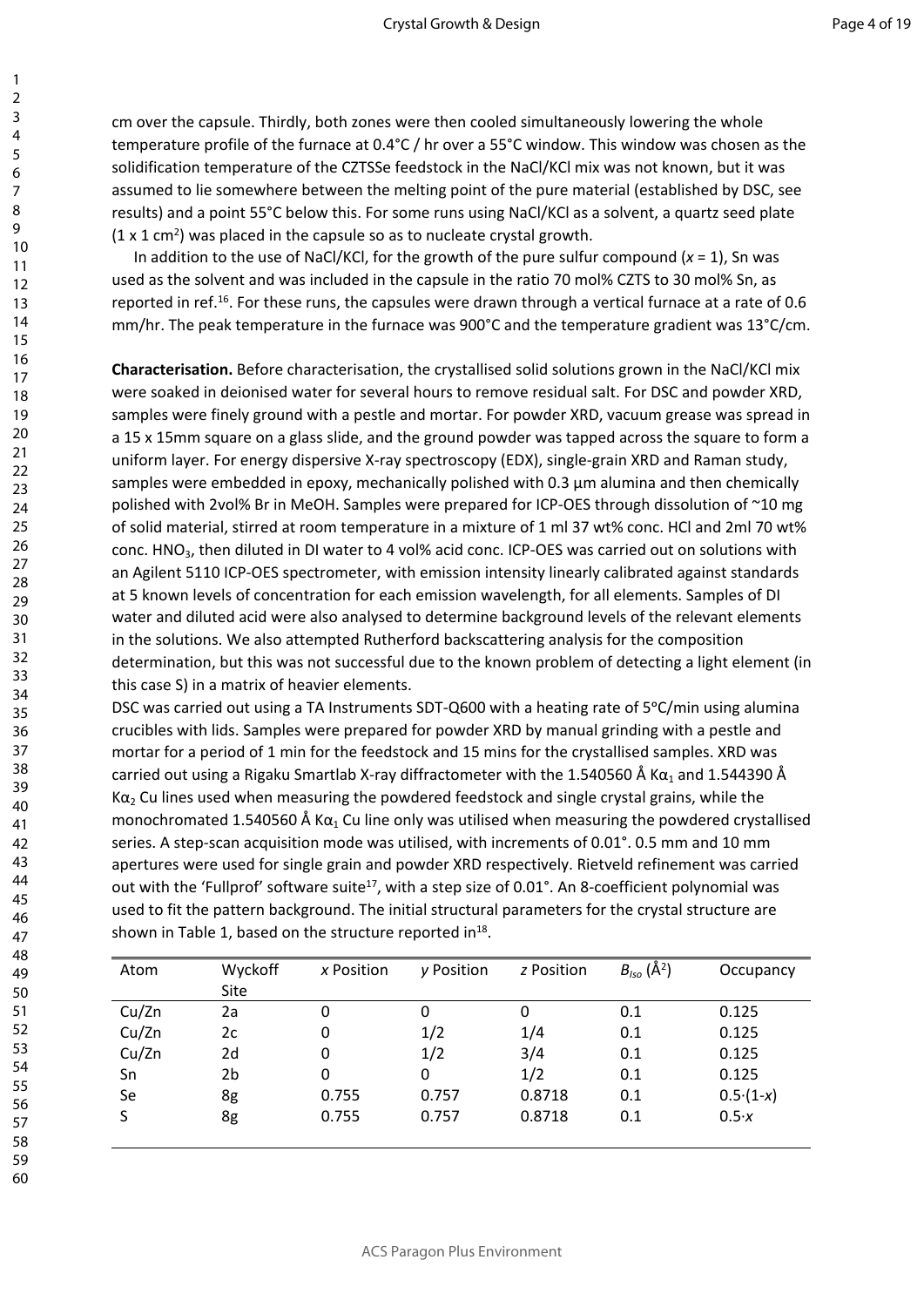cm over the capsule. Thirdly, both zones were then cooled simultaneously lowering the whole temperature profile of the furnace at 0.4°C / hr over a 55°C window. This window was chosen as the solidification temperature of the CZTSSe feedstock in the NaCl/KCl mix was not known, but it was assumed to lie somewhere between the melting point of the pure material (established by DSC, see results) and a point 55°C below this. For some runs using NaCl/KCl as a solvent, a quartz seed plate (1 x 1 $cm^2$) was placed in the capsule so as to nucleate crystal growth.

In addition to the use of NaCl/KCl, for the growth of the pure sulfur compound ($x$ = 1), Sn was used as the solvent and was included in the capsule in the ratio 70 mol% CZTS to 30 mol% Sn, as reported in ref.[16]. For these runs, the capsules were drawn through a vertical furnace at a rate of 0.6 mm/hr. The peak temperature in the furnace was 900°C and the temperature gradient was 13°C/cm.

**Characterisation.** Before characterisation, the crystallised solid solutions grown in the NaCl/KCl mix were soaked in deionised water for several hours to remove residual salt. For DSC and powder XRD, samples were finely ground with a pestle and mortar. For powder XRD, vacuum grease was spread in a 15 x 15mm square on a glass slide, and the ground powder was tapped across the square to form a uniform layer. For energy dispersive X-ray spectroscopy (EDX), single-grain XRD and Raman study, samples were embedded in epoxy, mechanically polished with 0.3 µm alumina and then chemically polished with 2vol% Br in MeOH. Samples were prepared for ICP-OES through dissolution of ~10 mg of solid material, stirred at room temperature in a mixture of 1 ml 37 wt% conc. HCl and 2ml 70 wt% conc. $HNO_3$, then diluted in DI water to 4 vol% acid conc. ICP-OES was carried out on solutions with an Agilent 5110 ICP-OES spectrometer, with emission intensity linearly calibrated against standards at 5 known levels of concentration for each emission wavelength, for all elements. Samples of DI water and diluted acid were also analysed to determine background levels of the relevant elements in the solutions. We also attempted Rutherford backscattering analysis for the composition determination, but this was not successful due to the known problem of detecting a light element (in this case S) in a matrix of heavier elements.

DSC was carried out using a TA Instruments SDT-Q600 with a heating rate of 5°C/min using alumina crucibles with lids. Samples were prepared for powder XRD by manual grinding with a pestle and mortar for a period of 1 min for the feedstock and 15 mins for the crystallised samples. XRD was carried out using a Rigaku Smartlab X-ray diffractometer with the 1.540560 Å $K\alpha_1$ and 1.544390 Å $K\alpha_2$ Cu lines used when measuring the powdered feedstock and single crystal grains, while the monochromated 1.540560 Å $K\alpha_1$ Cu line only was utilised when measuring the powdered crystallised series. A step-scan acquisition mode was utilised, with increments of 0.01°. 0.5 mm and 10 mm apertures were used for single grain and powder XRD respectively. Rietveld refinement was carried out with the 'Fullprof' software suite[17], with a step size of 0.01°. An 8-coefficient polynomial was used to fit the pattern background. The initial structural parameters for the crystal structure are shown in Table 1, based on the structure reported in[18].

| Atom | Wyckoff Site | *x* Position | *y* Position | *z* Position | $B_{iso}$ (Å$^2$) | Occupancy |
|---|---|---|---|---|---|---|
| Cu/Zn | 2a | 0 | 0 | 0 | 0.1 | 0.125 |
| Cu/Zn | 2c | 0 | 1/2 | 1/4 | 0.1 | 0.125 |
| Cu/Zn | 2d | 0 | 1/2 | 3/4 | 0.1 | 0.125 |
| Sn | 2b | 0 | 0 | 1/2 | 0.1 | 0.125 |
| Se | 8g | 0.755 | 0.757 | 0.8718 | 0.1 | $0.5\cdot(1-x)$ |
| S | 8g | 0.755 | 0.757 | 0.8718 | 0.1 | $0.5\cdot x$ |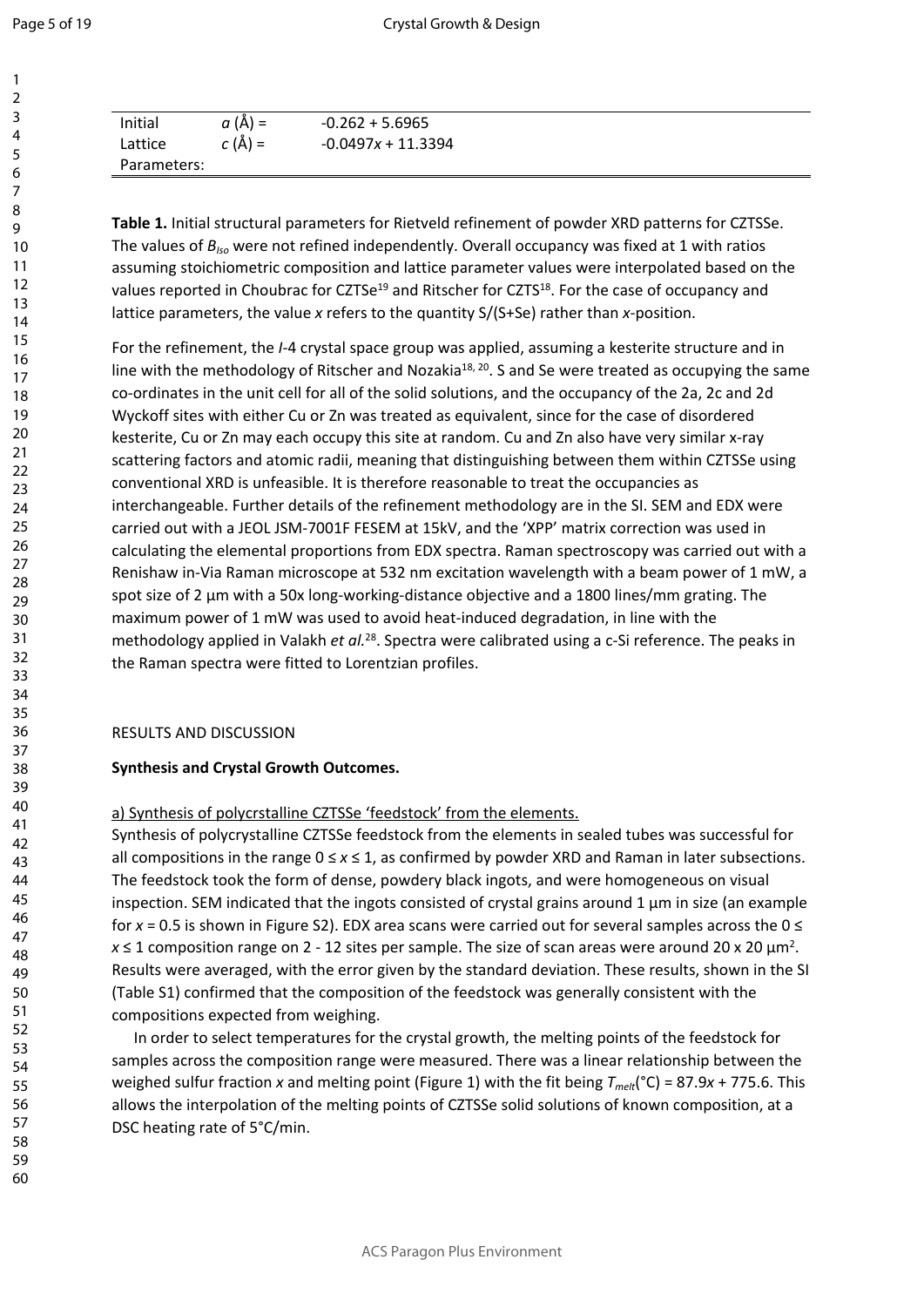| Initial Lattice Parameters: | $a$ (Å) = | -0.262 + 5.6965 |
|---|---|---|
| | $c$ (Å) = | $-0.0497x + 11.3394$ |

**Table 1.** Initial structural parameters for Rietveld refinement of powder XRD patterns for CZTSSe. The values of $B_{Iso}$ were not refined independently. Overall occupancy was fixed at 1 with ratios assuming stoichiometric composition and lattice parameter values were interpolated based on the values reported in Choubrac for CZTSe[19] and Ritscher for CZTS[18]. For the case of occupancy and lattice parameters, the value $x$ refers to the quantity S/(S+Se) rather than $x$-position.

For the refinement, the $I$-4 crystal space group was applied, assuming a kesterite structure and in line with the methodology of Ritscher and Nozakia[18, 20]. S and Se were treated as occupying the same co-ordinates in the unit cell for all of the solid solutions, and the occupancy of the 2a, 2c and 2d Wyckoff sites with either Cu or Zn was treated as equivalent, since for the case of disordered kesterite, Cu or Zn may each occupy this site at random. Cu and Zn also have very similar x-ray scattering factors and atomic radii, meaning that distinguishing between them within CZTSSe using conventional XRD is unfeasible. It is therefore reasonable to treat the occupancies as interchangeable. Further details of the refinement methodology are in the SI. SEM and EDX were carried out with a JEOL JSM-7001F FESEM at 15kV, and the 'XPP' matrix correction was used in calculating the elemental proportions from EDX spectra. Raman spectroscopy was carried out with a Renishaw in-Via Raman microscope at 532 nm excitation wavelength with a beam power of 1 mW, a spot size of 2 µm with a 50x long-working-distance objective and a 1800 lines/mm grating. The maximum power of 1 mW was used to avoid heat-induced degradation, in line with the methodology applied in Valakh *et al.*[28]. Spectra were calibrated using a c-Si reference. The peaks in the Raman spectra were fitted to Lorentzian profiles.

## RESULTS AND DISCUSSION

### Synthesis and Crystal Growth Outcomes.

a) Synthesis of polycrstalline CZTSSe 'feedstock' from the elements.

Synthesis of polycrystalline CZTSSe feedstock from the elements in sealed tubes was successful for all compositions in the range $0 \leq x \leq 1$, as confirmed by powder XRD and Raman in later subsections. The feedstock took the form of dense, powdery black ingots, and were homogeneous on visual inspection. SEM indicated that the ingots consisted of crystal grains around 1 µm in size (an example for $x = 0.5$ is shown in Figure S2). EDX area scans were carried out for several samples across the $0 \leq x \leq 1$ composition range on 2 - 12 sites per sample. The size of scan areas were around 20 x 20 µm$^2$. Results were averaged, with the error given by the standard deviation. These results, shown in the SI (Table S1) confirmed that the composition of the feedstock was generally consistent with the compositions expected from weighing.

In order to select temperatures for the crystal growth, the melting points of the feedstock for samples across the composition range were measured. There was a linear relationship between the weighed sulfur fraction $x$ and melting point (Figure 1) with the fit being $T_{melt}$(°C) = $87.9x + 775.6$. This allows the interpolation of the melting points of CZTSSe solid solutions of known composition, at a DSC heating rate of 5°C/min.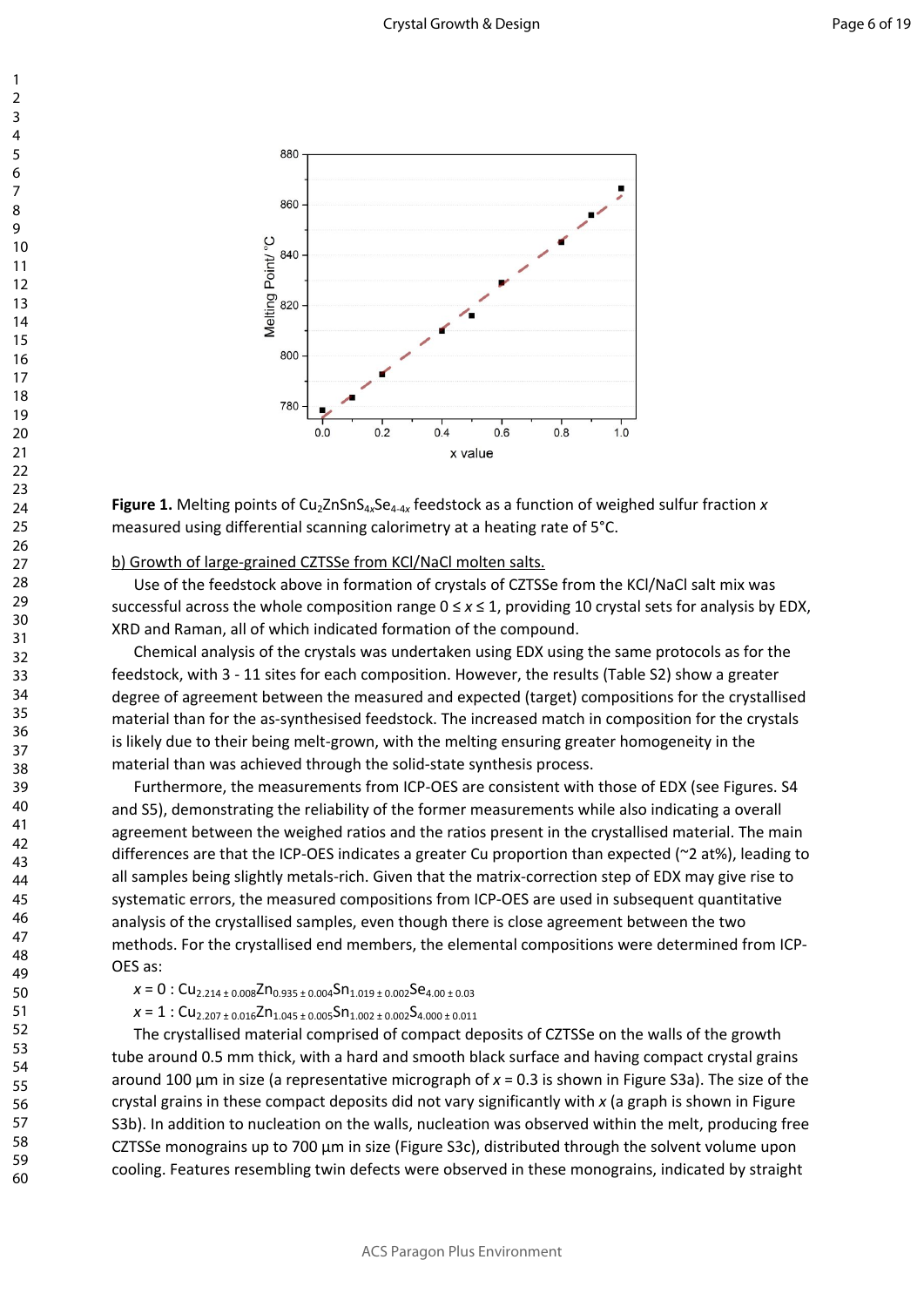Figure 1. Melting points of $Cu_2ZnSnS_{4x}Se_{4-4x}$ feedstock as a function of weighed sulfur fraction $x$ measured using differential scanning calorimetry at a heating rate of 5°C.

b) Growth of large-grained CZTSSe from KCl/NaCl molten salts.

Use of the feedstock above in formation of crystals of CZTSSe from the KCl/NaCl salt mix was successful across the whole composition range $0 \leq x \leq 1$, providing 10 crystal sets for analysis by EDX, XRD and Raman, all of which indicated formation of the compound.

Chemical analysis of the crystals was undertaken using EDX using the same protocols as for the feedstock, with 3 - 11 sites for each composition. However, the results (Table S2) show a greater degree of agreement between the measured and expected (target) compositions for the crystallised material than for the as-synthesised feedstock. The increased match in composition for the crystals is likely due to their being melt-grown, with the melting ensuring greater homogeneity in the material than was achieved through the solid-state synthesis process.

Furthermore, the measurements from ICP-OES are consistent with those of EDX (see Figures. S4 and S5), demonstrating the reliability of the former measurements while also indicating a overall agreement between the weighed ratios and the ratios present in the crystallised material. The main differences are that the ICP-OES indicates a greater Cu proportion than expected (~2 at%), leading to all samples being slightly metals-rich. Given that the matrix-correction step of EDX may give rise to systematic errors, the measured compositions from ICP-OES are used in subsequent quantitative analysis of the crystallised samples, even though there is close agreement between the two methods. For the crystallised end members, the elemental compositions were determined from ICP-OES as:

$x = 0$ : $Cu_{2.214 \pm 0.008}Zn_{0.935 \pm 0.004}Sn_{1.019 \pm 0.002}Se_{4.00 \pm 0.03}$

$x = 1$ : $Cu_{2.207 \pm 0.016}Zn_{1.045 \pm 0.005}Sn_{1.002 \pm 0.002}S_{4.000 \pm 0.011}$

The crystallised material comprised of compact deposits of CZTSSe on the walls of the growth tube around 0.5 mm thick, with a hard and smooth black surface and having compact crystal grains around 100 μm in size (a representative micrograph of $x = 0.3$ is shown in Figure S3a). The size of the crystal grains in these compact deposits did not vary significantly with $x$ (a graph is shown in Figure S3b). In addition to nucleation on the walls, nucleation was observed within the melt, producing free CZTSSe monograins up to 700 μm in size (Figure S3c), distributed through the solvent volume upon cooling. Features resembling twin defects were observed in these monograins, indicated by straight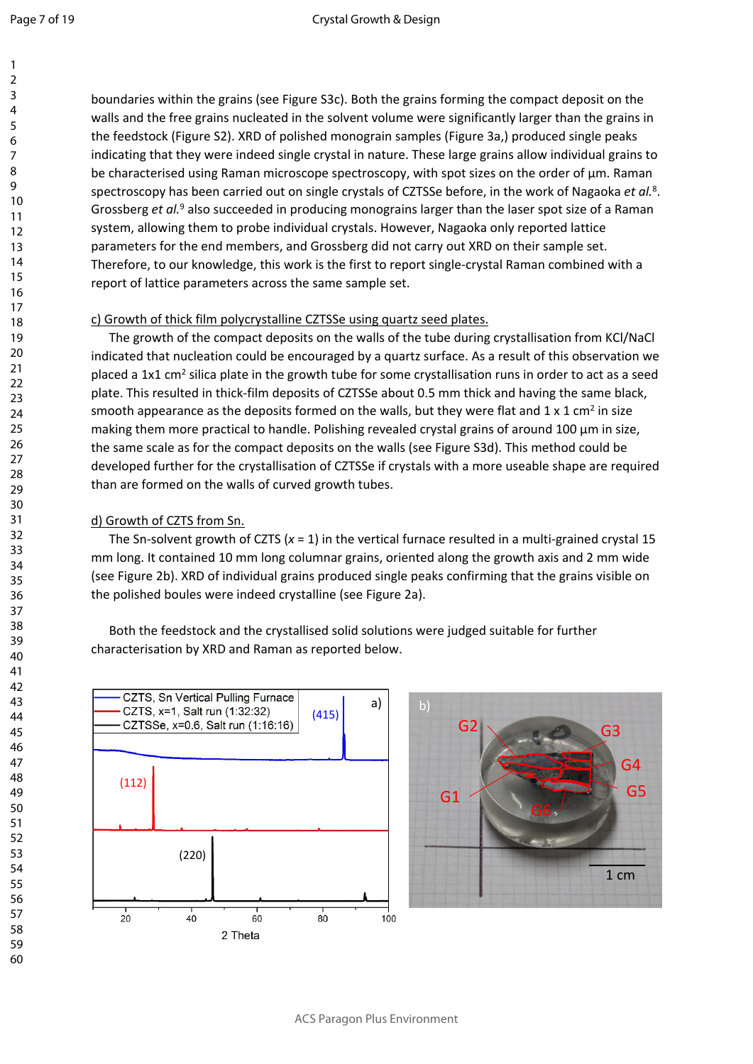boundaries within the grains (see Figure S3c). Both the grains forming the compact deposit on the walls and the free grains nucleated in the solvent volume were significantly larger than the grains in the feedstock (Figure S2). XRD of polished monograin samples (Figure 3a,) produced single peaks indicating that they were indeed single crystal in nature. These large grains allow individual grains to be characterised using Raman microscope spectroscopy, with spot sizes on the order of µm. Raman spectroscopy has been carried out on single crystals of CZTSSe before, in the work of Nagaoka *et al.*[8]. Grossberg *et al.*[9] also succeeded in producing monograins larger than the laser spot size of a Raman system, allowing them to probe individual crystals. However, Nagaoka only reported lattice parameters for the end members, and Grossberg did not carry out XRD on their sample set. Therefore, to our knowledge, this work is the first to report single-crystal Raman combined with a report of lattice parameters across the same sample set.

c) Growth of thick film polycrystalline CZTSSe using quartz seed plates.

The growth of the compact deposits on the walls of the tube during crystallisation from KCl/NaCl indicated that nucleation could be encouraged by a quartz surface. As a result of this observation we placed a 1x1 $cm^2$ silica plate in the growth tube for some crystallisation runs in order to act as a seed plate. This resulted in thick-film deposits of CZTSSe about 0.5 mm thick and having the same black, smooth appearance as the deposits formed on the walls, but they were flat and 1 x 1 $cm^2$ in size making them more practical to handle. Polishing revealed crystal grains of around 100 µm in size, the same scale as for the compact deposits on the walls (see Figure S3d). This method could be developed further for the crystallisation of CZTSSe if crystals with a more useable shape are required than are formed on the walls of curved growth tubes.

d) Growth of CZTS from Sn.

The Sn-solvent growth of CZTS ($x$ = 1) in the vertical furnace resulted in a multi-grained crystal 15 mm long. It contained 10 mm long columnar grains, oriented along the growth axis and 2 mm wide (see Figure 2b). XRD of individual grains produced single peaks confirming that the grains visible on the polished boules were indeed crystalline (see Figure 2a).

Both the feedstock and the crystallised solid solutions were judged suitable for further characterisation by XRD and Raman as reported below.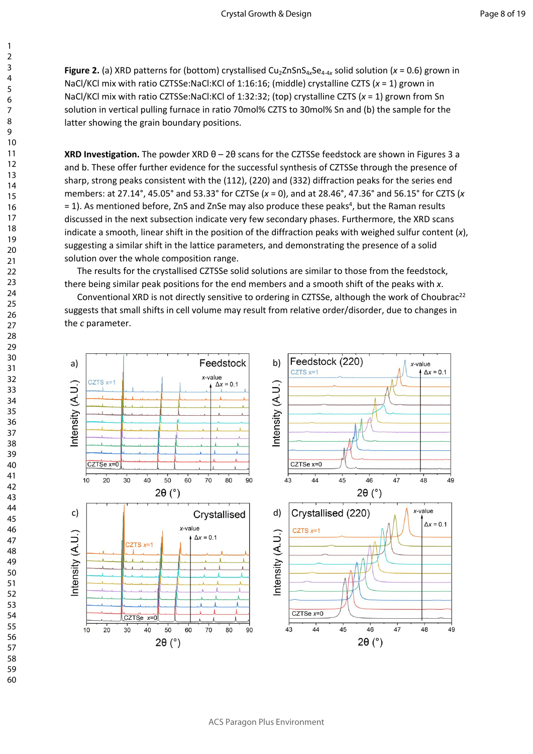**Figure 2.** (a) XRD patterns for (bottom) crystallised $Cu_2ZnSnS_{4x}Se_{4-4x}$ solid solution ($x$ = 0.6) grown in NaCl/KCl mix with ratio CZTSSe:NaCl:KCl of 1:16:16; (middle) crystalline CZTS ($x$ = 1) grown in NaCl/KCl mix with ratio CZTSSe:NaCl:KCl of 1:32:32; (top) crystalline CZTS ($x$ = 1) grown from Sn solution in vertical pulling furnace in ratio 70mol% CZTS to 30mol% Sn and (b) the sample for the latter showing the grain boundary positions.

**XRD Investigation.** The powder XRD θ – 2θ scans for the CZTSSe feedstock are shown in Figures 3 a and b. These offer further evidence for the successful synthesis of CZTSSe through the presence of sharp, strong peaks consistent with the (112), (220) and (332) diffraction peaks for the series end members: at 27.14°, 45.05° and 53.33° for CZTSe ($x$ = 0), and at 28.46°, 47.36° and 56.15° for CZTS ($x$ = 1). As mentioned before, ZnS and ZnSe may also produce these peaks[4], but the Raman results discussed in the next subsection indicate very few secondary phases. Furthermore, the XRD scans indicate a smooth, linear shift in the position of the diffraction peaks with weighed sulfur content ($x$), suggesting a similar shift in the lattice parameters, and demonstrating the presence of a solid solution over the whole composition range.

The results for the crystallised CZTSSe solid solutions are similar to those from the feedstock, there being similar peak positions for the end members and a smooth shift of the peaks with $x$.

Conventional XRD is not directly sensitive to ordering in CZTSSe, although the work of Choubrac[22] suggests that small shifts in cell volume may result from relative order/disorder, due to changes in the $c$ parameter.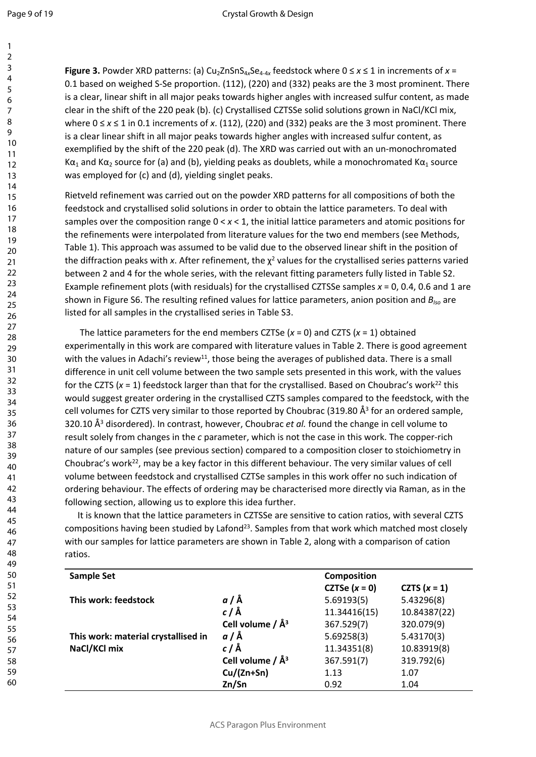**Figure 3.** Powder XRD patterns: (a) $Cu_2ZnSnS_{4x}Se_{4-4x}$ feedstock where $0 \leq x \leq 1$ in increments of $x$ = 0.1 based on weighed S-Se proportion. (112), (220) and (332) peaks are the 3 most prominent. There is a clear, linear shift in all major peaks towards higher angles with increased sulfur content, as made clear in the shift of the 220 peak (b). (c) Crystallised CZTSSe solid solutions grown in NaCl/KCl mix, where $0 \leq x \leq 1$ in 0.1 increments of $x$. (112), (220) and (332) peaks are the 3 most prominent. There is a clear linear shift in all major peaks towards higher angles with increased sulfur content, as exemplified by the shift of the 220 peak (d). The XRD was carried out with an un-monochromated $K\alpha_1$ and $K\alpha_2$ source for (a) and (b), yielding peaks as doublets, while a monochromated $K\alpha_1$ source was employed for (c) and (d), yielding singlet peaks.

Rietveld refinement was carried out on the powder XRD patterns for all compositions of both the feedstock and crystallised solid solutions in order to obtain the lattice parameters. To deal with samples over the composition range $0 < x < 1$, the initial lattice parameters and atomic positions for the refinements were interpolated from literature values for the two end members (see Methods, Table 1). This approach was assumed to be valid due to the observed linear shift in the position of the diffraction peaks with $x$. After refinement, the $\chi^2$ values for the crystallised series patterns varied between 2 and 4 for the whole series, with the relevant fitting parameters fully listed in Table S2. Example refinement plots (with residuals) for the crystallised CZTSSe samples $x$ = 0, 0.4, 0.6 and 1 are shown in Figure S6. The resulting refined values for lattice parameters, anion position and $B_{iso}$ are listed for all samples in the crystallised series in Table S3.

The lattice parameters for the end members CZTSe ($x$ = 0) and CZTS ($x$ = 1) obtained experimentally in this work are compared with literature values in Table 2. There is good agreement with the values in Adachi's review[11], those being the averages of published data. There is a small difference in unit cell volume between the two sample sets presented in this work, with the values for the CZTS ($x$ = 1) feedstock larger than that for the crystallised. Based on Choubrac's work[22] this would suggest greater ordering in the crystallised CZTS samples compared to the feedstock, with the cell volumes for CZTS very similar to those reported by Choubrac (319.80 Å$^3$ for an ordered sample, 320.10 Å$^3$ disordered). In contrast, however, Choubrac *et al.* found the change in cell volume to result solely from changes in the *c* parameter, which is not the case in this work. The copper-rich nature of our samples (see previous section) compared to a composition closer to stoichiometry in Choubrac's work[22], may be a key factor in this different behaviour. The very similar values of cell volume between feedstock and crystallised CZTSe samples in this work offer no such indication of ordering behaviour. The effects of ordering may be characterised more directly via Raman, as in the following section, allowing us to explore this idea further.

It is known that the lattice parameters in CZTSSe are sensitive to cation ratios, with several CZTS compositions having been studied by Lafond[23]. Samples from that work which matched most closely with our samples for lattice parameters are shown in Table 2, along with a comparison of cation ratios.

| **Sample Set** | | **Composition** | |
|---|---|---|---|
| | | **CZTSe ($x$ = 0)** | **CZTS ($x$ = 1)** |
| **This work: feedstock** | ***a* / Å** | 5.69193(5) | 5.43296(8) |
| | ***c* / Å** | 11.34416(15) | 10.84387(22) |
| | **Cell volume / Å$^3$** | 367.529(7) | 320.079(9) |
| **This work: material crystallised in NaCl/KCl mix** | ***a* / Å** | 5.69258(3) | 5.43170(3) |
| | ***c* / Å** | 11.34351(8) | 10.83919(8) |
| | **Cell volume / Å$^3$** | 367.591(7) | 319.792(6) |
| | **Cu/(Zn+Sn)** | 1.13 | 1.07 |
| | **Zn/Sn** | 0.92 | 1.04 |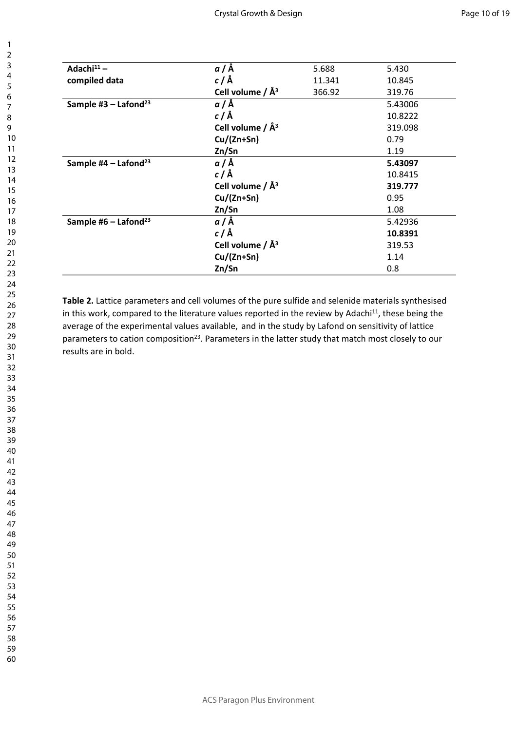| | | | |
|---|---|---|---|
| **Adachi[11] – compiled data** | ***a* / Å** | 5.688 | 5.430 |
| | ***c* / Å** | 11.341 | 10.845 |
| | **Cell volume / Å³** | 366.92 | 319.76 |
| **Sample #3 – Lafond[23]** | ***a* / Å** | | 5.43006 |
| | ***c* / Å** | | 10.8222 |
| | **Cell volume / Å³** | | 319.098 |
| | **Cu/(Zn+Sn)** | | 0.79 |
| | **Zn/Sn** | | 1.19 |
| **Sample #4 – Lafond[23]** | ***a* / Å** | | **5.43097** |
| | ***c* / Å** | | 10.8415 |
| | **Cell volume / Å³** | | **319.777** |
| | **Cu/(Zn+Sn)** | | 0.95 |
| | **Zn/Sn** | | 1.08 |
| **Sample #6 – Lafond[23]** | ***a* / Å** | | 5.42936 |
| | ***c* / Å** | | **10.8391** |
| | **Cell volume / Å³** | | 319.53 |
| | **Cu/(Zn+Sn)** | | 1.14 |
| | **Zn/Sn** | | 0.8 |

**Table 2.** Lattice parameters and cell volumes of the pure sulfide and selenide materials synthesised in this work, compared to the literature values reported in the review by Adachi[11], these being the average of the experimental values available, and in the study by Lafond on sensitivity of lattice parameters to cation composition[23]. Parameters in the latter study that match most closely to our results are in bold.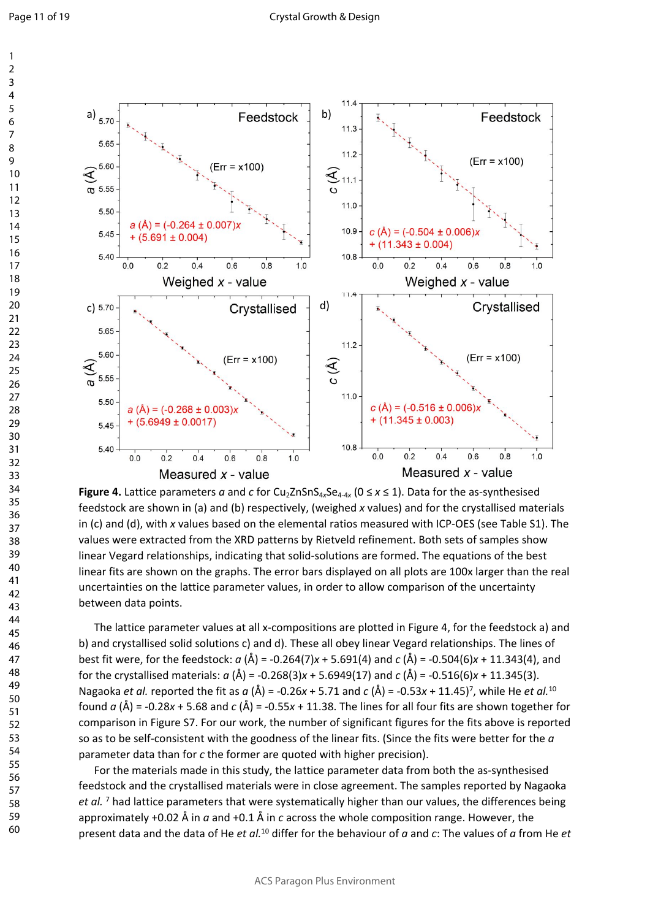**Figure 4.** Lattice parameters *a* and *c* for $Cu_2ZnSnS_{4x}Se_{4-4x}$ ($0 \le x \le 1$). Data for the as-synthesised feedstock are shown in (a) and (b) respectively, (weighed *x* values) and for the crystallised materials in (c) and (d), with *x* values based on the elemental ratios measured with ICP-OES (see Table S1). The values were extracted from the XRD patterns by Rietveld refinement. Both sets of samples show linear Vegard relationships, indicating that solid-solutions are formed. The equations of the best linear fits are shown on the graphs. The error bars displayed on all plots are 100x larger than the real uncertainties on the lattice parameter values, in order to allow comparison of the uncertainty between data points.

The lattice parameter values at all x-compositions are plotted in Figure 4, for the feedstock a) and b) and crystallised solid solutions c) and d). These all obey linear Vegard relationships. The lines of best fit were, for the feedstock: $a$ (Å) = $-0.264(7)x + 5.691(4)$ and $c$ (Å) = $-0.504(6)x + 11.343(4)$, and for the crystallised materials: $a$ (Å) = $-0.268(3)x + 5.6949(17)$ and $c$ (Å) = $-0.516(6)x + 11.345(3)$. Nagaoka *et al.* reported the fit as $a$ (Å) = $-0.26x + 5.71$ and $c$ (Å) = $-0.53x + 11.45$)[7], while He *et al.*[10] found $a$ (Å) = $-0.28x + 5.68$ and $c$ (Å) = $-0.55x + 11.38$. The lines for all four fits are shown together for comparison in Figure S7. For our work, the number of significant figures for the fits above is reported so as to be self-consistent with the goodness of the linear fits. (Since the fits were better for the *a* parameter data than for *c* the former are quoted with higher precision).

For the materials made in this study, the lattice parameter data from both the as-synthesised feedstock and the crystallised materials were in close agreement. The samples reported by Nagaoka *et al.* [7] had lattice parameters that were systematically higher than our values, the differences being approximately +0.02 Å in *a* and +0.1 Å in *c* across the whole composition range. However, the present data and the data of He *et al.*[10] differ for the behaviour of *a* and *c*: The values of *a* from He *et*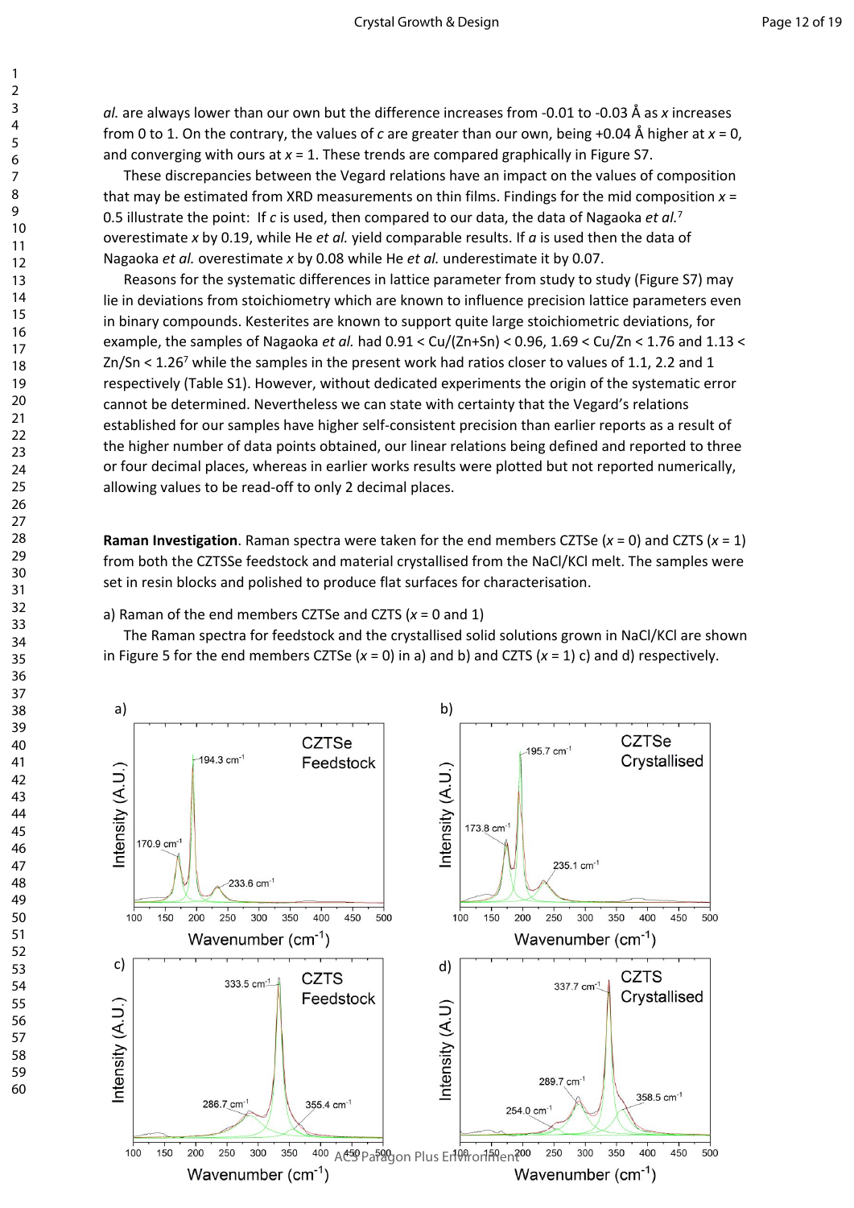*al.* are always lower than our own but the difference increases from -0.01 to -0.03 Å as $x$ increases from 0 to 1. On the contrary, the values of $c$ are greater than our own, being +0.04 Å higher at $x = 0$, and converging with ours at $x = 1$. These trends are compared graphically in Figure S7.

These discrepancies between the Vegard relations have an impact on the values of composition that may be estimated from XRD measurements on thin films. Findings for the mid composition $x = 0.5$ illustrate the point: If $c$ is used, then compared to our data, the data of Nagaoka *et al.*[7] overestimate $x$ by 0.19, while He *et al.* yield comparable results. If $a$ is used then the data of Nagaoka *et al.* overestimate $x$ by 0.08 while He *et al.* underestimate it by 0.07.

Reasons for the systematic differences in lattice parameter from study to study (Figure S7) may lie in deviations from stoichiometry which are known to influence precision lattice parameters even in binary compounds. Kesterites are known to support quite large stoichiometric deviations, for example, the samples of Nagaoka *et al.* had 0.91 < Cu/(Zn+Sn) < 0.96, 1.69 < Cu/Zn < 1.76 and 1.13 < Zn/Sn < 1.26[7] while the samples in the present work had ratios closer to values of 1.1, 2.2 and 1 respectively (Table S1). However, without dedicated experiments the origin of the systematic error cannot be determined. Nevertheless we can state with certainty that the Vegard's relations established for our samples have higher self-consistent precision than earlier reports as a result of the higher number of data points obtained, our linear relations being defined and reported to three or four decimal places, whereas in earlier works results were plotted but not reported numerically, allowing values to be read-off to only 2 decimal places.

**Raman Investigation**. Raman spectra were taken for the end members CZTSe ($x = 0$) and CZTS ($x = 1$) from both the CZTSSe feedstock and material crystallised from the NaCl/KCl melt. The samples were set in resin blocks and polished to produce flat surfaces for characterisation.

a) Raman of the end members CZTSe and CZTS ($x = 0$ and 1)

The Raman spectra for feedstock and the crystallised solid solutions grown in NaCl/KCl are shown in Figure 5 for the end members CZTSe ($x = 0$) in a) and b) and CZTS ($x = 1$) c) and d) respectively.

a) CZTSe Feedstock: peaks at 170.9 cm⁻¹, 194.3 cm⁻¹, 233.6 cm⁻¹

b) CZTSe Crystallised: peaks at 173.8 cm⁻¹, 195.7 cm⁻¹, 235.1 cm⁻¹

c) CZTS Feedstock: peaks at 286.7 cm⁻¹, 333.5 cm⁻¹, 355.4 cm⁻¹

d) CZTS Crystallised: peaks at 254.0 cm⁻¹, 289.7 cm⁻¹, 337.7 cm⁻¹, 358.5 cm⁻¹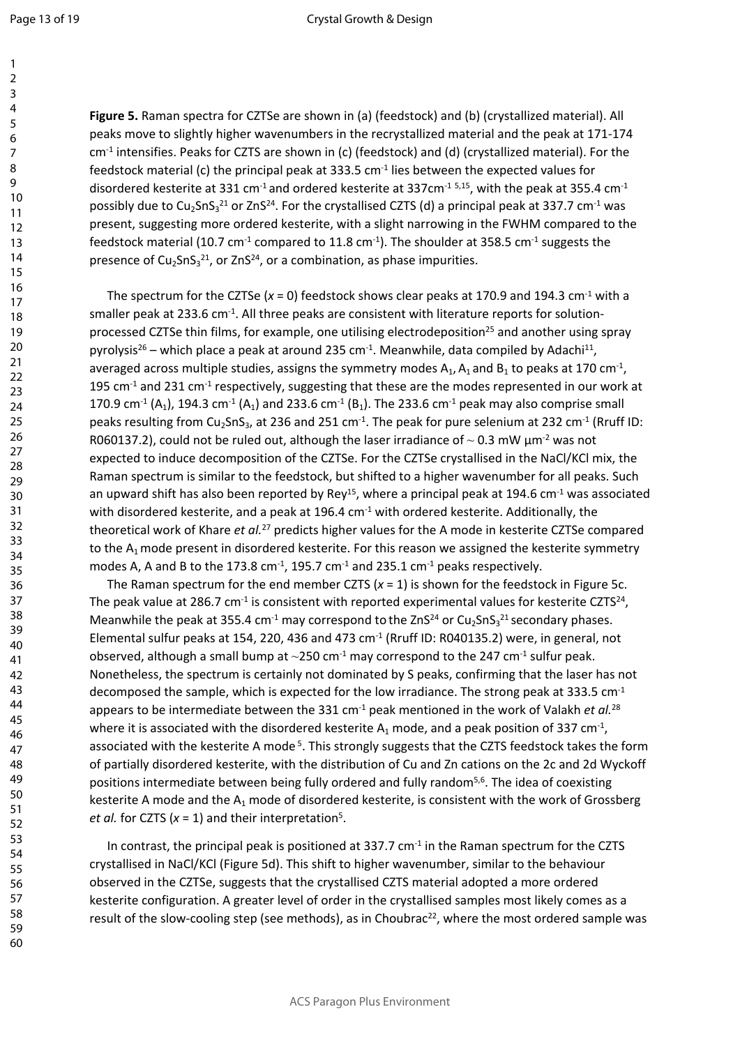**Figure 5.** Raman spectra for CZTSe are shown in (a) (feedstock) and (b) (crystallized material). All peaks move to slightly higher wavenumbers in the recrystallized material and the peak at 171-174 $cm^{-1}$ intensifies. Peaks for CZTS are shown in (c) (feedstock) and (d) (crystallized material). For the feedstock material (c) the principal peak at 333.5 $cm^{-1}$ lies between the expected values for disordered kesterite at 331 $cm^{-1}$ and ordered kesterite at 337$cm^{-1}$ [5,15], with the peak at 355.4 $cm^{-1}$ possibly due to $Cu_2SnS_3$[21] or ZnS[24]. For the crystallised CZTS (d) a principal peak at 337.7 $cm^{-1}$ was present, suggesting more ordered kesterite, with a slight narrowing in the FWHM compared to the feedstock material (10.7 $cm^{-1}$ compared to 11.8 $cm^{-1}$). The shoulder at 358.5 $cm^{-1}$ suggests the presence of $Cu_2SnS_3$[21], or ZnS[24], or a combination, as phase impurities.

The spectrum for the CZTSe ($x = 0$) feedstock shows clear peaks at 170.9 and 194.3 $cm^{-1}$ with a smaller peak at 233.6 $cm^{-1}$. All three peaks are consistent with literature reports for solution-processed CZTSe thin films, for example, one utilising electrodeposition[25] and another using spray pyrolysis[26] – which place a peak at around 235 $cm^{-1}$. Meanwhile, data compiled by Adachi[11], averaged across multiple studies, assigns the symmetry modes $A_1$, $A_1$ and $B_1$ to peaks at 170 $cm^{-1}$, 195 $cm^{-1}$ and 231 $cm^{-1}$ respectively, suggesting that these are the modes represented in our work at 170.9 $cm^{-1}$ ($A_1$), 194.3 $cm^{-1}$ ($A_1$) and 233.6 $cm^{-1}$ ($B_1$). The 233.6 $cm^{-1}$ peak may also comprise small peaks resulting from $Cu_2SnS_3$, at 236 and 251 $cm^{-1}$. The peak for pure selenium at 232 $cm^{-1}$ (Ruff ID: R060137.2), could not be ruled out, although the laser irradiance of ~ 0.3 mW $\mu m^{-2}$ was not expected to induce decomposition of the CZTSe. For the CZTSe crystallised in the NaCl/KCl mix, the Raman spectrum is similar to the feedstock, but shifted to a higher wavenumber for all peaks. Such an upward shift has also been reported by Rey[15], where a principal peak at 194.6 $cm^{-1}$ was associated with disordered kesterite, and a peak at 196.4 $cm^{-1}$ with ordered kesterite. Additionally, the theoretical work of Khare *et al.*[27] predicts higher values for the A mode in kesterite CZTSe compared to the $A_1$ mode present in disordered kesterite. For this reason we assigned the kesterite symmetry modes A, A and B to the 173.8 $cm^{-1}$, 195.7 $cm^{-1}$ and 235.1 $cm^{-1}$ peaks respectively.

The Raman spectrum for the end member CZTS ($x = 1$) is shown for the feedstock in Figure 5c. The peak value at 286.7 $cm^{-1}$ is consistent with reported experimental values for kesterite CZTS[24], Meanwhile the peak at 355.4 $cm^{-1}$ may correspond to the ZnS[24] or $Cu_2SnS_3$[21] secondary phases. Elemental sulfur peaks at 154, 220, 436 and 473 $cm^{-1}$ (Ruff ID: R040135.2) were, in general, not observed, although a small bump at ~250 $cm^{-1}$ may correspond to the 247 $cm^{-1}$ sulfur peak. Nonetheless, the spectrum is certainly not dominated by S peaks, confirming that the laser has not decomposed the sample, which is expected for the low irradiance. The strong peak at 333.5 $cm^{-1}$ appears to be intermediate between the 331 $cm^{-1}$ peak mentioned in the work of Valakh *et al.*[28] where it is associated with the disordered kesterite $A_1$ mode, and a peak position of 337 $cm^{-1}$, associated with the kesterite A mode[5]. This strongly suggests that the CZTS feedstock takes the form of partially disordered kesterite, with the distribution of Cu and Zn cations on the 2c and 2d Wyckoff positions intermediate between being fully ordered and fully random[5,6]. The idea of coexisting kesterite A mode and the $A_1$ mode of disordered kesterite, is consistent with the work of Grossberg *et al.* for CZTS ($x = 1$) and their interpretation[5].

In contrast, the principal peak is positioned at 337.7 $cm^{-1}$ in the Raman spectrum for the CZTS crystallised in NaCl/KCl (Figure 5d). This shift to higher wavenumber, similar to the behaviour observed in the CZTSe, suggests that the crystallised CZTS material adopted a more ordered kesterite configuration. A greater level of order in the crystallised samples most likely comes as a result of the slow-cooling step (see methods), as in Choubrac[22], where the most ordered sample was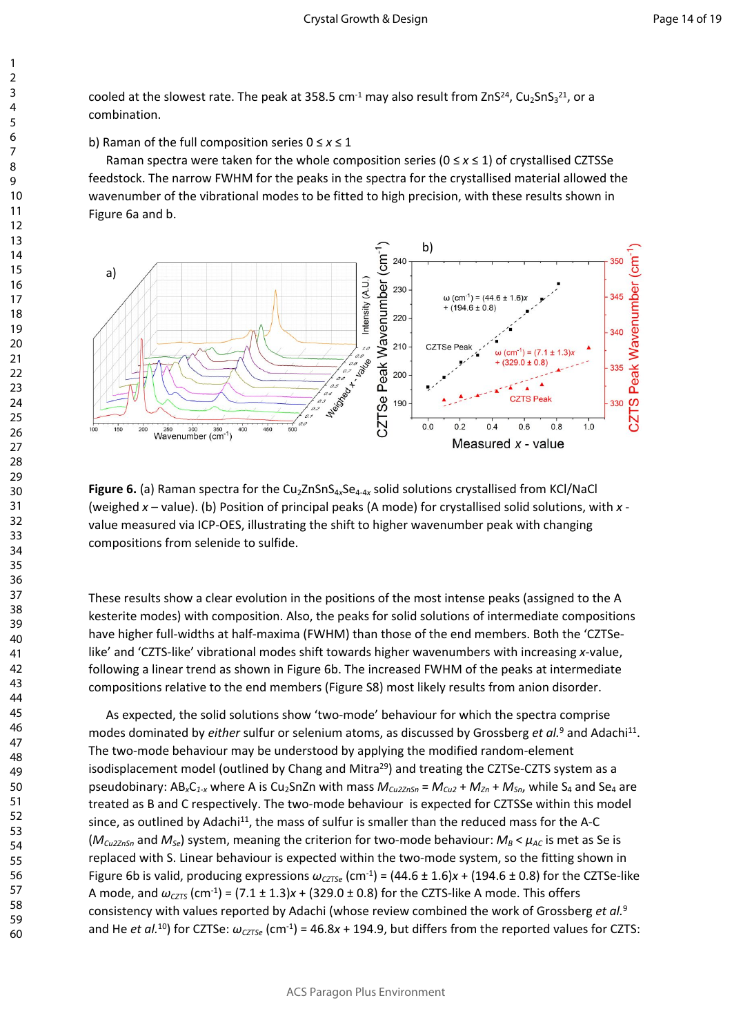cooled at the slowest rate. The peak at 358.5 cm$^{-1}$ may also result from ZnS[24], $Cu_2SnS_3$[21], or a combination.

b) Raman of the full composition series $0 \leq x \leq 1$

Raman spectra were taken for the whole composition series ($0 \leq x \leq 1$) of crystallised CZTSSe feedstock. The narrow FWHM for the peaks in the spectra for the crystallised material allowed the wavenumber of the vibrational modes to be fitted to high precision, with these results shown in Figure 6a and b.

**Figure 6.** (a) Raman spectra for the $Cu_2ZnSnS_{4x}Se_{4-4x}$ solid solutions crystallised from KCl/NaCl (weighed $x$ – value). (b) Position of principal peaks (A mode) for crystallised solid solutions, with $x$ - value measured via ICP-OES, illustrating the shift to higher wavenumber peak with changing compositions from selenide to sulfide.

These results show a clear evolution in the positions of the most intense peaks (assigned to the A kesterite modes) with composition. Also, the peaks for solid solutions of intermediate compositions have higher full-widths at half-maxima (FWHM) than those of the end members. Both the 'CZTSe-like' and 'CZTS-like' vibrational modes shift towards higher wavenumbers with increasing $x$-value, following a linear trend as shown in Figure 6b. The increased FWHM of the peaks at intermediate compositions relative to the end members (Figure S8) most likely results from anion disorder.

As expected, the solid solutions show 'two-mode' behaviour for which the spectra comprise modes dominated by *either* sulfur or selenium atoms, as discussed by Grossberg *et al.*[9] and Adachi[11]. The two-mode behaviour may be understood by applying the modified random-element isodisplacement model (outlined by Chang and Mitra[29]) and treating the CZTSe-CZTS system as a pseudobinary: $AB_xC_{1-x}$ where A is $Cu_2SnZn$ with mass $M_{Cu2ZnSn} = M_{Cu2} + M_{Zn} + M_{Sn}$, while $S_4$ and $Se_4$ are treated as B and C respectively. The two-mode behaviour is expected for CZTSSe within this model since, as outlined by Adachi[11], the mass of sulfur is smaller than the reduced mass for the A-C ($M_{Cu2ZnSn}$ and $M_{Se}$) system, meaning the criterion for two-mode behaviour: $M_B < \mu_{AC}$ is met as Se is replaced with S. Linear behaviour is expected within the two-mode system, so the fitting shown in Figure 6b is valid, producing expressions $\omega_{CZTSe}$ (cm$^{-1}$) = (44.6 ± 1.6)$x$ + (194.6 ± 0.8) for the CZTSe-like A mode, and $\omega_{CZTS}$ (cm$^{-1}$) = (7.1 ± 1.3)$x$ + (329.0 ± 0.8) for the CZTS-like A mode. This offers consistency with values reported by Adachi (whose review combined the work of Grossberg *et al.*[9] and He *et al.*[10]) for CZTSe: $\omega_{CZTSe}$ (cm$^{-1}$) = 46.8$x$ + 194.9, but differs from the reported values for CZTS: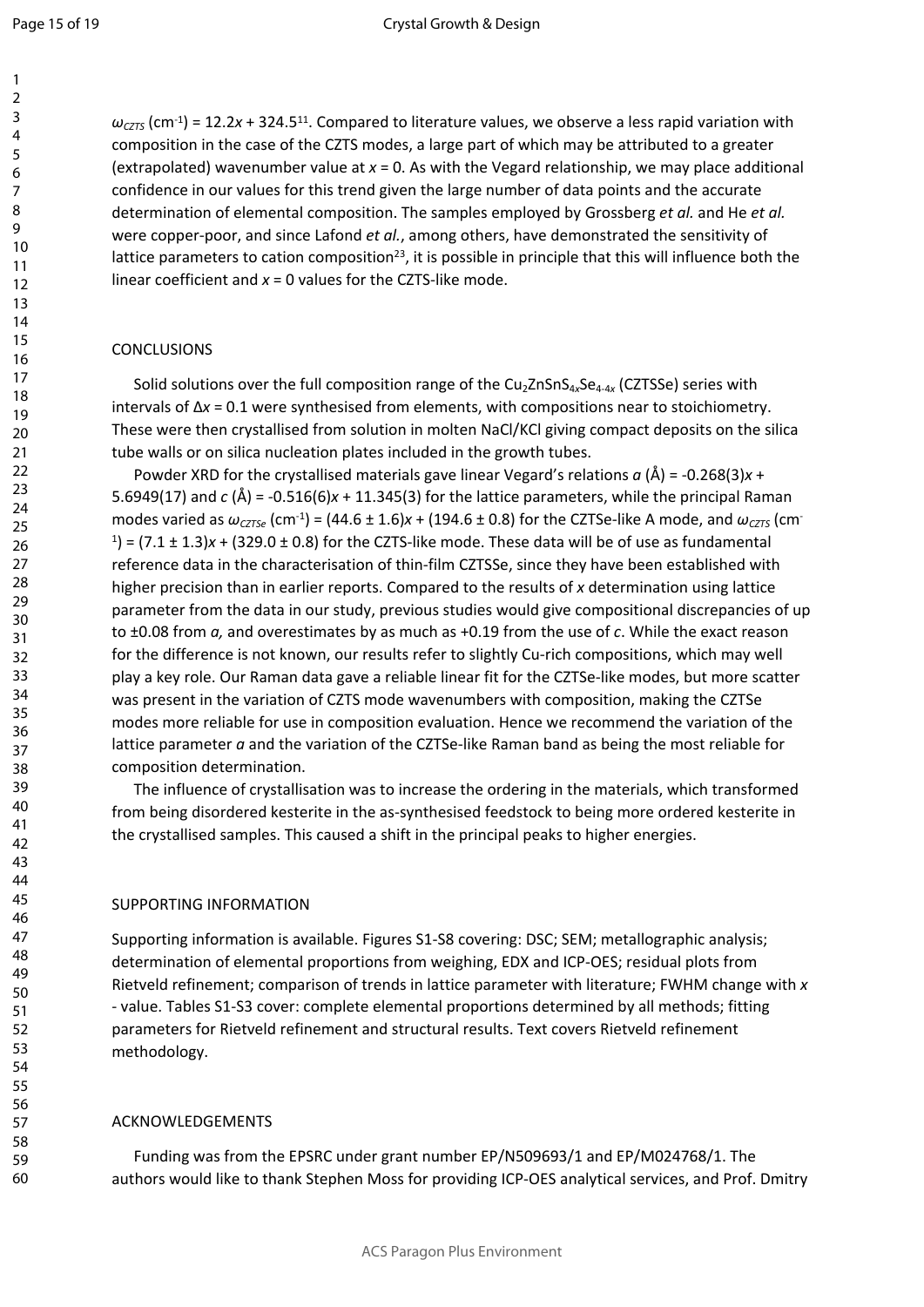$\omega_{CZTS}$ (cm$^{-1}$) = 12.2$x$ + 324.5[11]. Compared to literature values, we observe a less rapid variation with composition in the case of the CZTS modes, a large part of which may be attributed to a greater (extrapolated) wavenumber value at $x$ = 0. As with the Vegard relationship, we may place additional confidence in our values for this trend given the large number of data points and the accurate determination of elemental composition. The samples employed by Grossberg *et al.* and He *et al.* were copper-poor, and since Lafond *et al.*, among others, have demonstrated the sensitivity of lattice parameters to cation composition[23], it is possible in principle that this will influence both the linear coefficient and $x$ = 0 values for the CZTS-like mode.

## CONCLUSIONS

Solid solutions over the full composition range of the $Cu_2ZnSnS_{4x}Se_{4-4x}$ (CZTSSe) series with intervals of $\Delta x$ = 0.1 were synthesised from elements, with compositions near to stoichiometry. These were then crystallised from solution in molten NaCl/KCl giving compact deposits on the silica tube walls or on silica nucleation plates included in the growth tubes.

Powder XRD for the crystallised materials gave linear Vegard's relations $a$ (Å) = -0.268(3)$x$ + 5.6949(17) and $c$ (Å) = -0.516(6)$x$ + 11.345(3) for the lattice parameters, while the principal Raman modes varied as $\omega_{CZTSe}$ (cm$^{-1}$) = (44.6 ± 1.6)$x$ + (194.6 ± 0.8) for the CZTSe-like A mode, and $\omega_{CZTS}$ (cm$^{-1}$) = (7.1 ± 1.3)$x$ + (329.0 ± 0.8) for the CZTS-like mode. These data will be of use as fundamental reference data in the characterisation of thin-film CZTSSe, since they have been established with higher precision than in earlier reports. Compared to the results of $x$ determination using lattice parameter from the data in our study, previous studies would give compositional discrepancies of up to ±0.08 from $a$, and overestimates by as much as +0.19 from the use of $c$. While the exact reason for the difference is not known, our results refer to slightly Cu-rich compositions, which may well play a key role. Our Raman data gave a reliable linear fit for the CZTSe-like modes, but more scatter was present in the variation of CZTS mode wavenumbers with composition, making the CZTSe modes more reliable for use in composition evaluation. Hence we recommend the variation of the lattice parameter $a$ and the variation of the CZTSe-like Raman band as being the most reliable for composition determination.

The influence of crystallisation was to increase the ordering in the materials, which transformed from being disordered kesterite in the as-synthesised feedstock to being more ordered kesterite in the crystallised samples. This caused a shift in the principal peaks to higher energies.

## SUPPORTING INFORMATION

Supporting information is available. Figures S1-S8 covering: DSC; SEM; metallographic analysis; determination of elemental proportions from weighing, EDX and ICP-OES; residual plots from Rietveld refinement; comparison of trends in lattice parameter with literature; FWHM change with $x$ - value. Tables S1-S3 cover: complete elemental proportions determined by all methods; fitting parameters for Rietveld refinement and structural results. Text covers Rietveld refinement methodology.

## ACKNOWLEDGEMENTS

Funding was from the EPSRC under grant number EP/N509693/1 and EP/M024768/1. The authors would like to thank Stephen Moss for providing ICP-OES analytical services, and Prof. Dmitry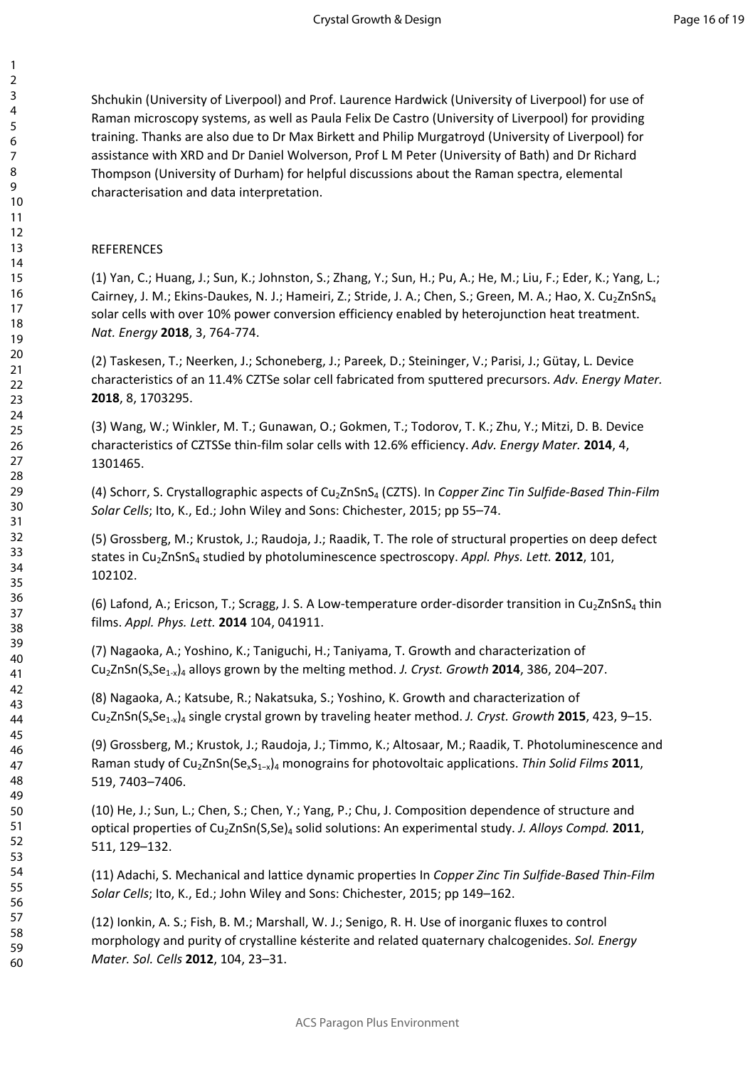Shchukin (University of Liverpool) and Prof. Laurence Hardwick (University of Liverpool) for use of Raman microscopy systems, as well as Paula Felix De Castro (University of Liverpool) for providing training. Thanks are also due to Dr Max Birkett and Philip Murgatroyd (University of Liverpool) for assistance with XRD and Dr Daniel Wolverson, Prof L M Peter (University of Bath) and Dr Richard Thompson (University of Durham) for helpful discussions about the Raman spectra, elemental characterisation and data interpretation.

## REFERENCES

(1) Yan, C.; Huang, J.; Sun, K.; Johnston, S.; Zhang, Y.; Sun, H.; Pu, A.; He, M.; Liu, F.; Eder, K.; Yang, L.; Cairney, J. M.; Ekins-Daukes, N. J.; Hameiri, Z.; Stride, J. A.; Chen, S.; Green, M. A.; Hao, X. $Cu_2ZnSnS_4$ solar cells with over 10% power conversion efficiency enabled by heterojunction heat treatment. *Nat. Energy* **2018**, 3, 764-774.

(2) Taskesen, T.; Neerken, J.; Schoneberg, J.; Pareek, D.; Steininger, V.; Parisi, J.; Gütay, L. Device characteristics of an 11.4% CZTSe solar cell fabricated from sputtered precursors. *Adv. Energy Mater.* **2018**, 8, 1703295.

(3) Wang, W.; Winkler, M. T.; Gunawan, O.; Gokmen, T.; Todorov, T. K.; Zhu, Y.; Mitzi, D. B. Device characteristics of CZTSSe thin-film solar cells with 12.6% efficiency. *Adv. Energy Mater.* **2014**, 4, 1301465.

(4) Schorr, S. Crystallographic aspects of $Cu_2ZnSnS_4$ (CZTS). In *Copper Zinc Tin Sulfide-Based Thin-Film Solar Cells*; Ito, K., Ed.; John Wiley and Sons: Chichester, 2015; pp 55–74.

(5) Grossberg, M.; Krustok, J.; Raudoja, J.; Raadik, T. The role of structural properties on deep defect states in $Cu_2ZnSnS_4$ studied by photoluminescence spectroscopy. *Appl. Phys. Lett.* **2012**, 101, 102102.

(6) Lafond, A.; Ericson, T.; Scragg, J. S. A Low-temperature order-disorder transition in $Cu_2ZnSnS_4$ thin films. *Appl. Phys. Lett.* **2014** 104, 041911.

(7) Nagaoka, A.; Yoshino, K.; Taniguchi, H.; Taniyama, T. Growth and characterization of $Cu_2ZnSn(S_xSe_{1-x})_4$ alloys grown by the melting method. *J. Cryst. Growth* **2014**, 386, 204–207.

(8) Nagaoka, A.; Katsube, R.; Nakatsuka, S.; Yoshino, K. Growth and characterization of $Cu_2ZnSn(S_xSe_{1-x})_4$ single crystal grown by traveling heater method. *J. Cryst. Growth* **2015**, 423, 9–15.

(9) Grossberg, M.; Krustok, J.; Raudoja, J.; Timmo, K.; Altosaar, M.; Raadik, T. Photoluminescence and Raman study of $Cu_2ZnSn(Se_xS_{1-x})_4$ monograins for photovoltaic applications. *Thin Solid Films* **2011**, 519, 7403–7406.

(10) He, J.; Sun, L.; Chen, S.; Chen, Y.; Yang, P.; Chu, J. Composition dependence of structure and optical properties of $Cu_2ZnSn(S,Se)_4$ solid solutions: An experimental study. *J. Alloys Compd.* **2011**, 511, 129–132.

(11) Adachi, S. Mechanical and lattice dynamic properties In *Copper Zinc Tin Sulfide-Based Thin-Film Solar Cells*; Ito, K., Ed.; John Wiley and Sons: Chichester, 2015; pp 149–162.

(12) Ionkin, A. S.; Fish, B. M.; Marshall, W. J.; Senigo, R. H. Use of inorganic fluxes to control morphology and purity of crystalline késterite and related quaternary chalcogenides. *Sol. Energy Mater. Sol. Cells* **2012**, 104, 23–31.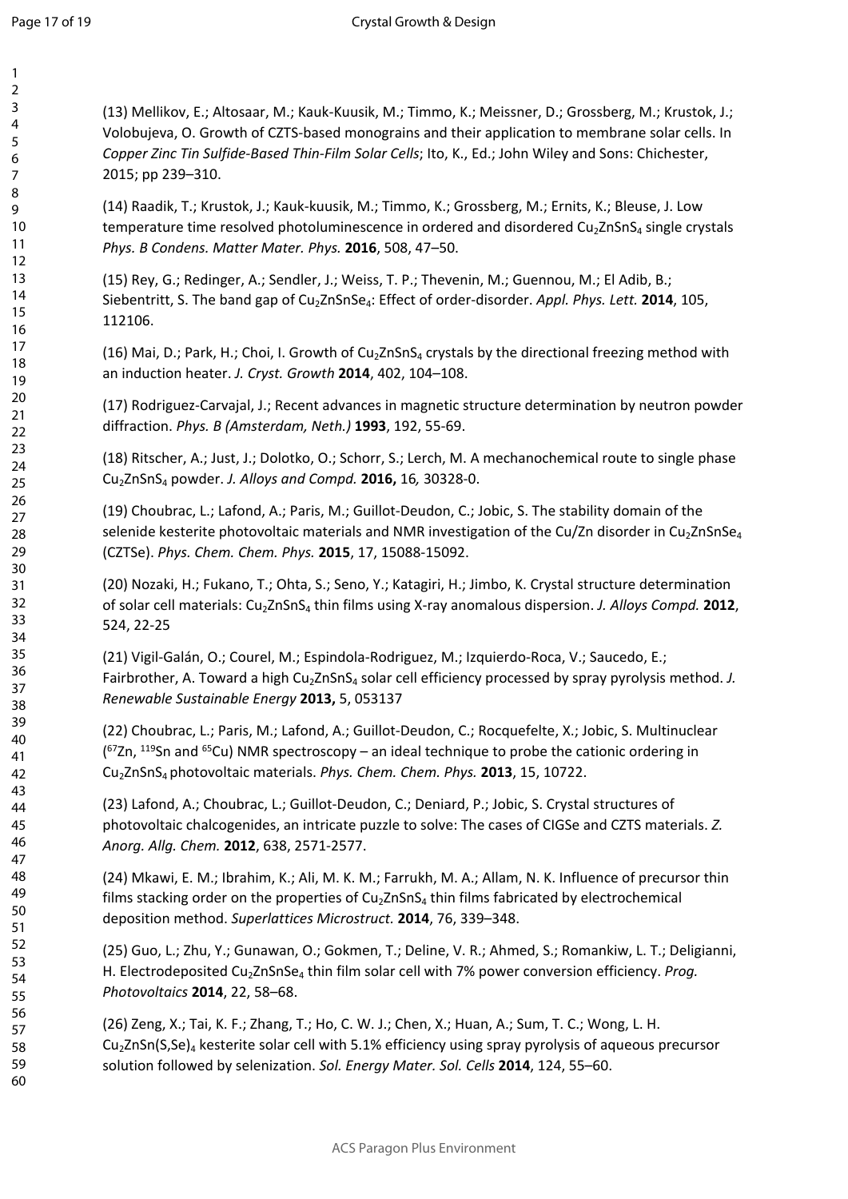(13) Mellikov, E.; Altosaar, M.; Kauk-Kuusik, M.; Timmo, K.; Meissner, D.; Grossberg, M.; Krustok, J.; Volobujeva, O. Growth of CZTS-based monograins and their application to membrane solar cells. In *Copper Zinc Tin Sulfide-Based Thin-Film Solar Cells*; Ito, K., Ed.; John Wiley and Sons: Chichester, 2015; pp 239–310.

(14) Raadik, T.; Krustok, J.; Kauk-kuusik, M.; Timmo, K.; Grossberg, M.; Ernits, K.; Bleuse, J. Low temperature time resolved photoluminescence in ordered and disordered $Cu_2ZnSnS_4$ single crystals *Phys. B Condens. Matter Mater. Phys.* **2016**, 508, 47–50.

(15) Rey, G.; Redinger, A.; Sendler, J.; Weiss, T. P.; Thevenin, M.; Guennou, M.; El Adib, B.; Siebentritt, S. The band gap of $Cu_2ZnSnSe_4$: Effect of order-disorder. *Appl. Phys. Lett.* **2014**, 105, 112106.

(16) Mai, D.; Park, H.; Choi, I. Growth of $Cu_2ZnSnS_4$ crystals by the directional freezing method with an induction heater. *J. Cryst. Growth* **2014**, 402, 104–108.

(17) Rodriguez-Carvajal, J.; Recent advances in magnetic structure determination by neutron powder diffraction. *Phys. B (Amsterdam, Neth.)* **1993**, 192, 55-69.

(18) Ritscher, A.; Just, J.; Dolotko, O.; Schorr, S.; Lerch, M. A mechanochemical route to single phase $Cu_2ZnSnS_4$ powder. *J. Alloys and Compd.* **2016,** 16*,* 30328-0.

(19) Choubrac, L.; Lafond, A.; Paris, M.; Guillot-Deudon, C.; Jobic, S. The stability domain of the selenide kesterite photovoltaic materials and NMR investigation of the Cu/Zn disorder in $Cu_2ZnSnSe_4$ (CZTSe). *Phys. Chem. Chem. Phys.* **2015**, 17, 15088-15092.

(20) Nozaki, H.; Fukano, T.; Ohta, S.; Seno, Y.; Katagiri, H.; Jimbo, K. Crystal structure determination of solar cell materials: $Cu_2ZnSnS_4$ thin films using X-ray anomalous dispersion. *J. Alloys Compd.* **2012**, 524, 22-25

(21) Vigil-Galán, O.; Courel, M.; Espindola-Rodriguez, M.; Izquierdo-Roca, V.; Saucedo, E.; Fairbrother, A. Toward a high $Cu_2ZnSnS_4$ solar cell efficiency processed by spray pyrolysis method. *J. Renewable Sustainable Energy* **2013,** 5, 053137

(22) Choubrac, L.; Paris, M.; Lafond, A.; Guillot-Deudon, C.; Rocquefelte, X.; Jobic, S. Multinuclear ($^{67}$Zn, $^{119}$Sn and $^{65}$Cu) NMR spectroscopy – an ideal technique to probe the cationic ordering in $Cu_2ZnSnS_4$ photovoltaic materials. *Phys. Chem. Chem. Phys.* **2013**, 15, 10722.

(23) Lafond, A.; Choubrac, L.; Guillot-Deudon, C.; Deniard, P.; Jobic, S. Crystal structures of photovoltaic chalcogenides, an intricate puzzle to solve: The cases of CIGSe and CZTS materials. *Z. Anorg. Allg. Chem.* **2012**, 638, 2571-2577.

(24) Mkawi, E. M.; Ibrahim, K.; Ali, M. K. M.; Farrukh, M. A.; Allam, N. K. Influence of precursor thin films stacking order on the properties of $Cu_2ZnSnS_4$ thin films fabricated by electrochemical deposition method. *Superlattices Microstruct.* **2014**, 76, 339–348.

(25) Guo, L.; Zhu, Y.; Gunawan, O.; Gokmen, T.; Deline, V. R.; Ahmed, S.; Romankiw, L. T.; Deligianni, H. Electrodeposited $Cu_2ZnSnSe_4$ thin film solar cell with 7% power conversion efficiency. *Prog. Photovoltaics* **2014**, 22, 58–68.

(26) Zeng, X.; Tai, K. F.; Zhang, T.; Ho, C. W. J.; Chen, X.; Huan, A.; Sum, T. C.; Wong, L. H. $Cu_2ZnSn(S,Se)_4$ kesterite solar cell with 5.1% efficiency using spray pyrolysis of aqueous precursor solution followed by selenization. *Sol. Energy Mater. Sol. Cells* **2014**, 124, 55–60.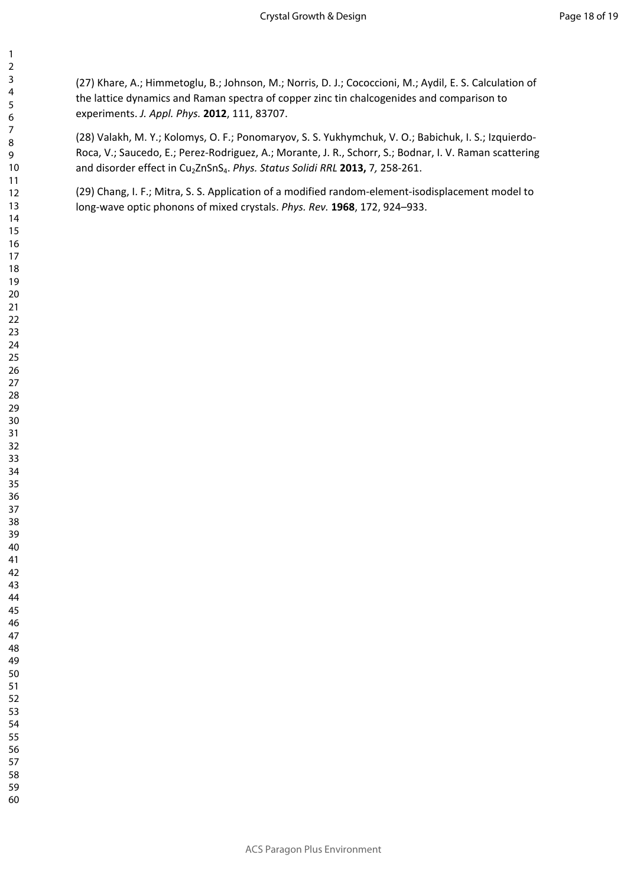(27) Khare, A.; Himmetoglu, B.; Johnson, M.; Norris, D. J.; Cococcioni, M.; Aydil, E. S. Calculation of the lattice dynamics and Raman spectra of copper zinc tin chalcogenides and comparison to experiments. *J. Appl. Phys.* **2012**, 111, 83707.

(28) Valakh, M. Y.; Kolomys, O. F.; Ponomaryov, S. S. Yukhymchuk, V. O.; Babichuk, I. S.; Izquierdo-Roca, V.; Saucedo, E.; Perez-Rodriguez, A.; Morante, J. R., Schorr, S.; Bodnar, I. V. Raman scattering and disorder effect in $Cu_2ZnSnS_4$. *Phys. Status Solidi RRL* **2013,** 7*,* 258-261.

(29) Chang, I. F.; Mitra, S. S. Application of a modified random-element-isodisplacement model to long-wave optic phonons of mixed crystals. *Phys. Rev.* **1968**, 172, 924–933.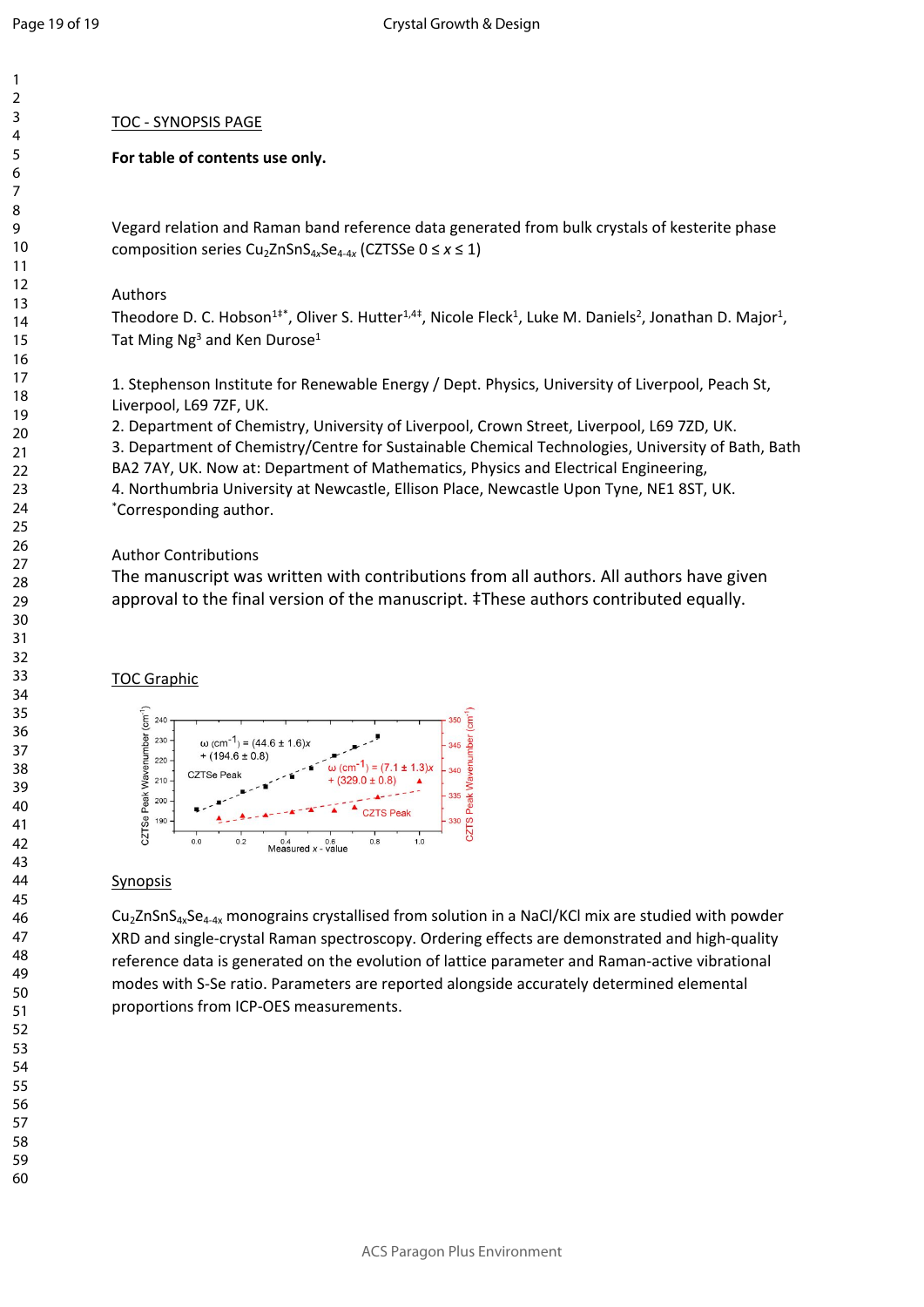TOC - SYNOPSIS PAGE

**For table of contents use only.**

Vegard relation and Raman band reference data generated from bulk crystals of kesterite phase composition series $Cu_2ZnSnS_{4x}Se_{4-4x}$ (CZTSSe $0 \leq x \leq 1$)

Authors

Theodore D. C. Hobson[1‡*], Oliver S. Hutter[1,4‡], Nicole Fleck[1], Luke M. Daniels[2], Jonathan D. Major[1], Tat Ming Ng[3] and Ken Durose[1]

1. Stephenson Institute for Renewable Energy / Dept. Physics, University of Liverpool, Peach St, Liverpool, L69 7ZF, UK.
2. Department of Chemistry, University of Liverpool, Crown Street, Liverpool, L69 7ZD, UK.
3. Department of Chemistry/Centre for Sustainable Chemical Technologies, University of Bath, Bath BA2 7AY, UK. Now at: Department of Mathematics, Physics and Electrical Engineering,
4. Northumbria University at Newcastle, Ellison Place, Newcastle Upon Tyne, NE1 8ST, UK.

[*]Corresponding author.

Author Contributions

The manuscript was written with contributions from all authors. All authors have given approval to the final version of the manuscript. ‡These authors contributed equally.

TOC Graphic

$\omega$ (cm$^{-1}$) = (44.6 ± 1.6)$x$ + (194.6 ± 0.8)

CZTSe Peak

$\omega$ (cm$^{-1}$) = (7.1 ± 1.3)$x$ + (329.0 ± 0.8)

CZTS Peak

CZTSe Peak Wavenumber (cm$^{-1}$)

CZTS Peak Wavenumber (cm$^{-1}$)

Measured $x$ - value

Synopsis

$Cu_2ZnSnS_{4x}Se_{4-4x}$ monograins crystallised from solution in a NaCl/KCl mix are studied with powder XRD and single-crystal Raman spectroscopy. Ordering effects are demonstrated and high-quality reference data is generated on the evolution of lattice parameter and Raman-active vibrational modes with S-Se ratio. Parameters are reported alongside accurately determined elemental proportions from ICP-OES measurements.